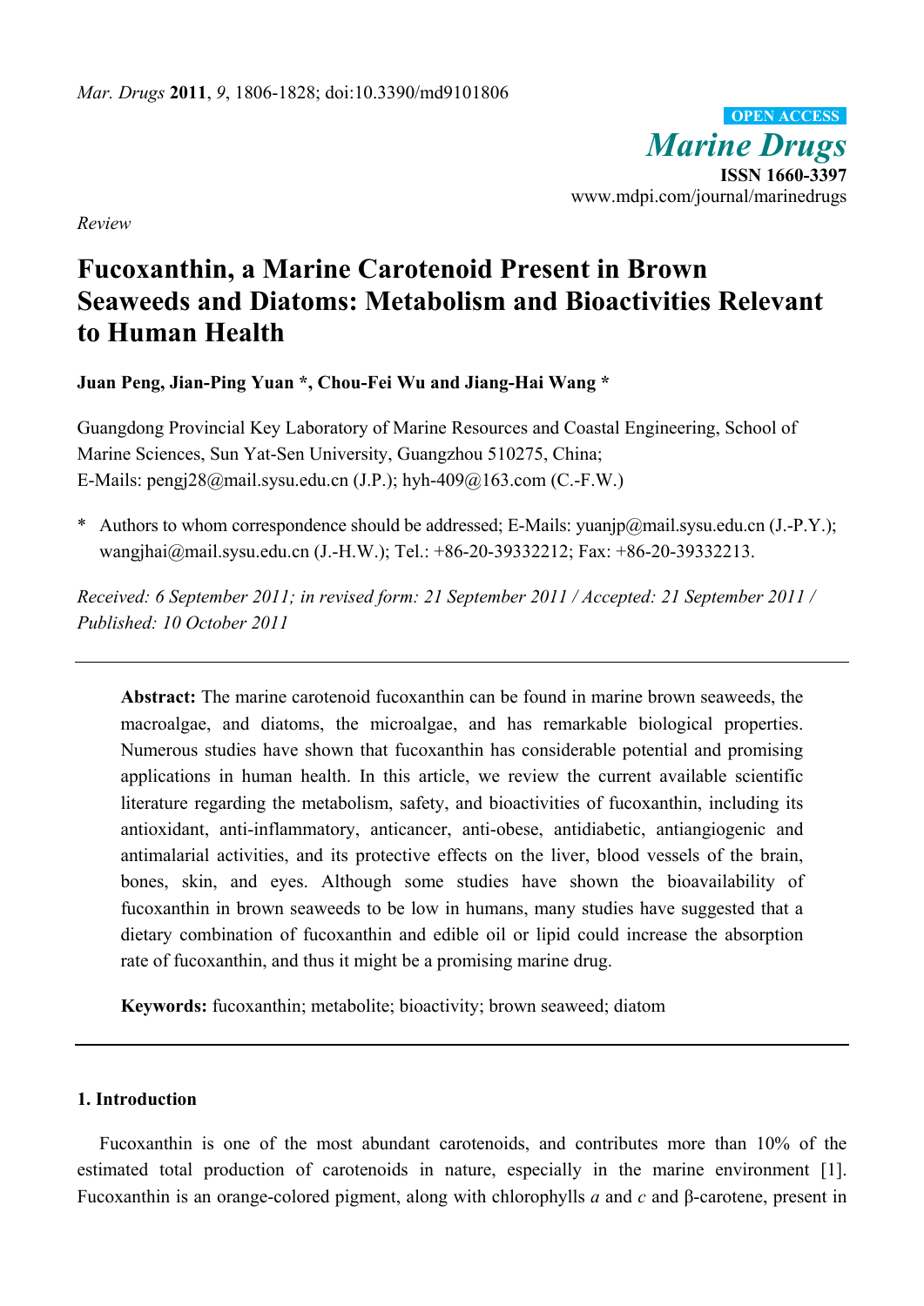*Review*

# Fucoxanthin, a Marine Carotenoid Present in Brown Seaweeds and Diatoms: Metabolism and Bioactivities Relevant to Human Health

**Juan Peng, Jian-Ping Yuan \*, Chou-Fei Wu and Jiang-Hai Wang \***

Guangdong Provincial Key Laboratory of Marine Resources and Coastal Engineering, School of Marine Sciences, Sun Yat-Sen University, Guangzhou 510275, China;
E-Mails: pengj28@mail.sysu.edu.cn (J.P.); hyh-409@163.com (C.-F.W.)

\* Authors to whom correspondence should be addressed; E-Mails: yuanjp@mail.sysu.edu.cn (J.-P.Y.); wangjhai@mail.sysu.edu.cn (J.-H.W.); Tel.: +86-20-39332212; Fax: +86-20-39332213.

*Received: 6 September 2011; in revised form: 21 September 2011 / Accepted: 21 September 2011 / Published: 10 October 2011*

**Abstract:** The marine carotenoid fucoxanthin can be found in marine brown seaweeds, the macroalgae, and diatoms, the microalgae, and has remarkable biological properties. Numerous studies have shown that fucoxanthin has considerable potential and promising applications in human health. In this article, we review the current available scientific literature regarding the metabolism, safety, and bioactivities of fucoxanthin, including its antioxidant, anti-inflammatory, anticancer, anti-obese, antidiabetic, antiangiogenic and antimalarial activities, and its protective effects on the liver, blood vessels of the brain, bones, skin, and eyes. Although some studies have shown the bioavailability of fucoxanthin in brown seaweeds to be low in humans, many studies have suggested that a dietary combination of fucoxanthin and edible oil or lipid could increase the absorption rate of fucoxanthin, and thus it might be a promising marine drug.

**Keywords:** fucoxanthin; metabolite; bioactivity; brown seaweed; diatom

## 1. Introduction

Fucoxanthin is one of the most abundant carotenoids, and contributes more than 10% of the estimated total production of carotenoids in nature, especially in the marine environment [1]. Fucoxanthin is an orange-colored pigment, along with chlorophylls *a* and *c* and β-carotene, present in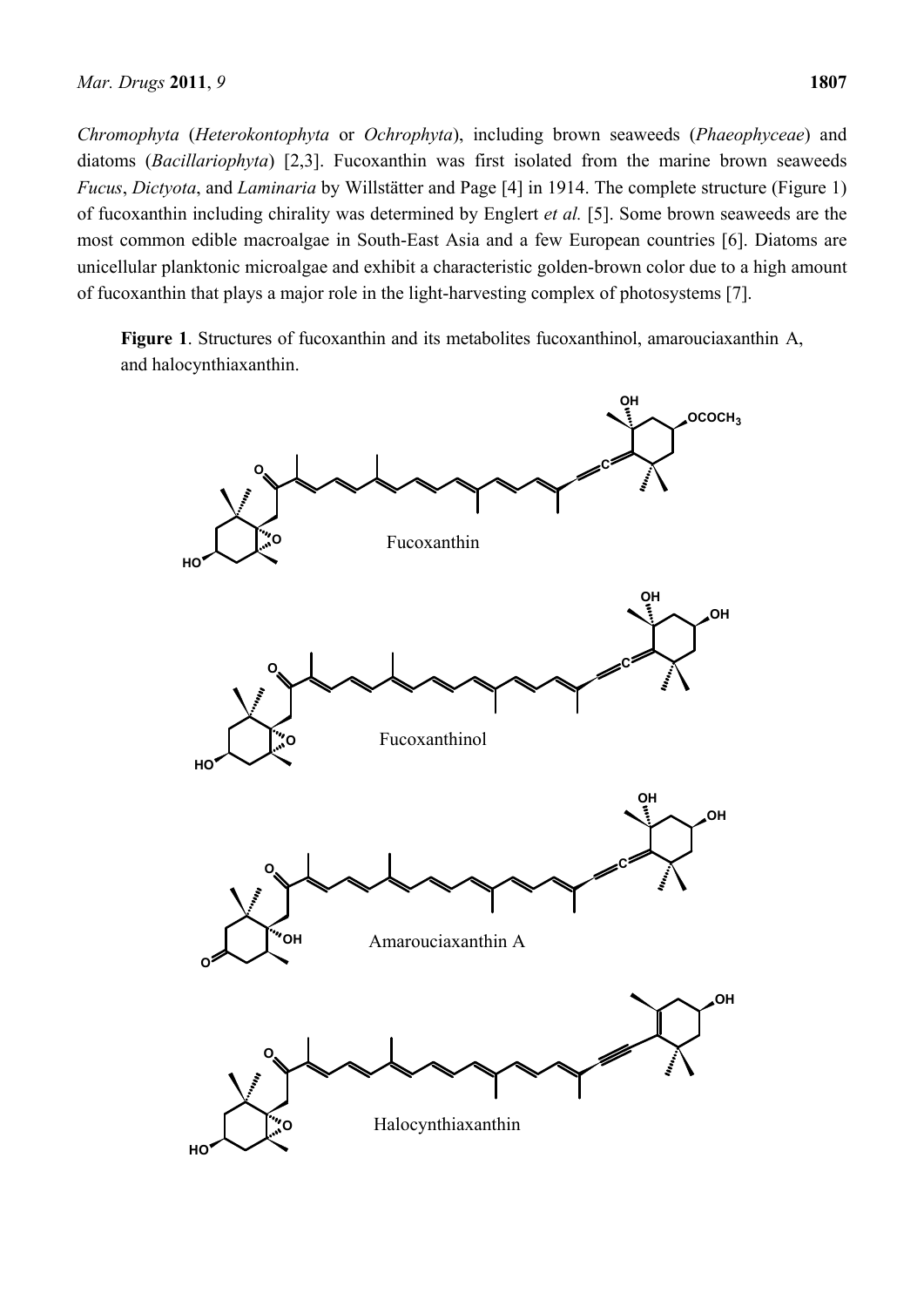*Chromophyta* (*Heterokontophyta* or *Ochrophyta*), including brown seaweeds (*Phaeophyceae*) and diatoms (*Bacillariophyta*) [2,3]. Fucoxanthin was first isolated from the marine brown seaweeds *Fucus*, *Dictyota*, and *Laminaria* by Willstätter and Page [4] in 1914. The complete structure (Figure 1) of fucoxanthin including chirality was determined by Englert *et al.* [5]. Some brown seaweeds are the most common edible macroalgae in South-East Asia and a few European countries [6]. Diatoms are unicellular planktonic microalgae and exhibit a characteristic golden-brown color due to a high amount of fucoxanthin that plays a major role in the light-harvesting complex of photosystems [7].

**Figure 1**. Structures of fucoxanthin and its metabolites fucoxanthinol, amarouciaxanthin A, and halocynthiaxanthin.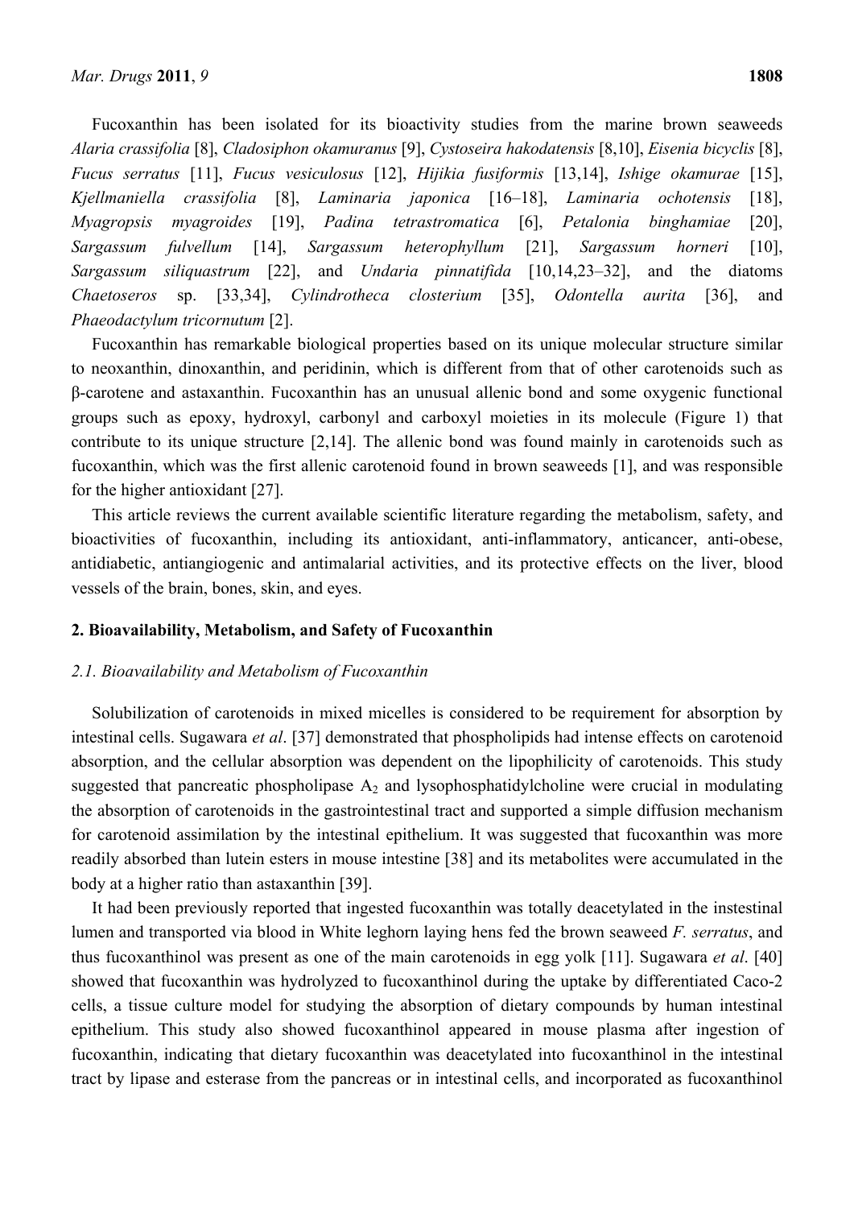Fucoxanthin has been isolated for its bioactivity studies from the marine brown seaweeds *Alaria crassifolia* [8], *Cladosiphon okamuranus* [9], *Cystoseira hakodatensis* [8,10], *Eisenia bicyclis* [8], *Fucus serratus* [11], *Fucus vesiculosus* [12], *Hijikia fusiformis* [13,14], *Ishige okamurae* [15], *Kjellmaniella crassifolia* [8], *Laminaria japonica* [16–18], *Laminaria ochotensis* [18], *Myagropsis myagroides* [19], *Padina tetrastromatica* [6], *Petalonia binghamiae* [20], *Sargassum fulvellum* [14], *Sargassum heterophyllum* [21], *Sargassum horneri* [10], *Sargassum siliquastrum* [22], and *Undaria pinnatifida* [10,14,23–32], and the diatoms *Chaetoseros* sp. [33,34], *Cylindrotheca closterium* [35], *Odontella aurita* [36], and *Phaeodactylum tricornutum* [2].

Fucoxanthin has remarkable biological properties based on its unique molecular structure similar to neoxanthin, dinoxanthin, and peridinin, which is different from that of other carotenoids such as β-carotene and astaxanthin. Fucoxanthin has an unusual allenic bond and some oxygenic functional groups such as epoxy, hydroxyl, carbonyl and carboxyl moieties in its molecule (Figure 1) that contribute to its unique structure [2,14]. The allenic bond was found mainly in carotenoids such as fucoxanthin, which was the first allenic carotenoid found in brown seaweeds [1], and was responsible for the higher antioxidant [27].

This article reviews the current available scientific literature regarding the metabolism, safety, and bioactivities of fucoxanthin, including its antioxidant, anti-inflammatory, anticancer, anti-obese, antidiabetic, antiangiogenic and antimalarial activities, and its protective effects on the liver, blood vessels of the brain, bones, skin, and eyes.

## 2. Bioavailability, Metabolism, and Safety of Fucoxanthin

### 2.1. Bioavailability and Metabolism of Fucoxanthin

Solubilization of carotenoids in mixed micelles is considered to be requirement for absorption by intestinal cells. Sugawara *et al*. [37] demonstrated that phospholipids had intense effects on carotenoid absorption, and the cellular absorption was dependent on the lipophilicity of carotenoids. This study suggested that pancreatic phospholipase $A_2$ and lysophosphatidylcholine were crucial in modulating the absorption of carotenoids in the gastrointestinal tract and supported a simple diffusion mechanism for carotenoid assimilation by the intestinal epithelium. It was suggested that fucoxanthin was more readily absorbed than lutein esters in mouse intestine [38] and its metabolites were accumulated in the body at a higher ratio than astaxanthin [39].

It had been previously reported that ingested fucoxanthin was totally deacetylated in the instestinal lumen and transported via blood in White leghorn laying hens fed the brown seaweed *F. serratus*, and thus fucoxanthinol was present as one of the main carotenoids in egg yolk [11]. Sugawara *et al*. [40] showed that fucoxanthin was hydrolyzed to fucoxanthinol during the uptake by differentiated Caco-2 cells, a tissue culture model for studying the absorption of dietary compounds by human intestinal epithelium. This study also showed fucoxanthinol appeared in mouse plasma after ingestion of fucoxanthin, indicating that dietary fucoxanthin was deacetylated into fucoxanthinol in the intestinal tract by lipase and esterase from the pancreas or in intestinal cells, and incorporated as fucoxanthinol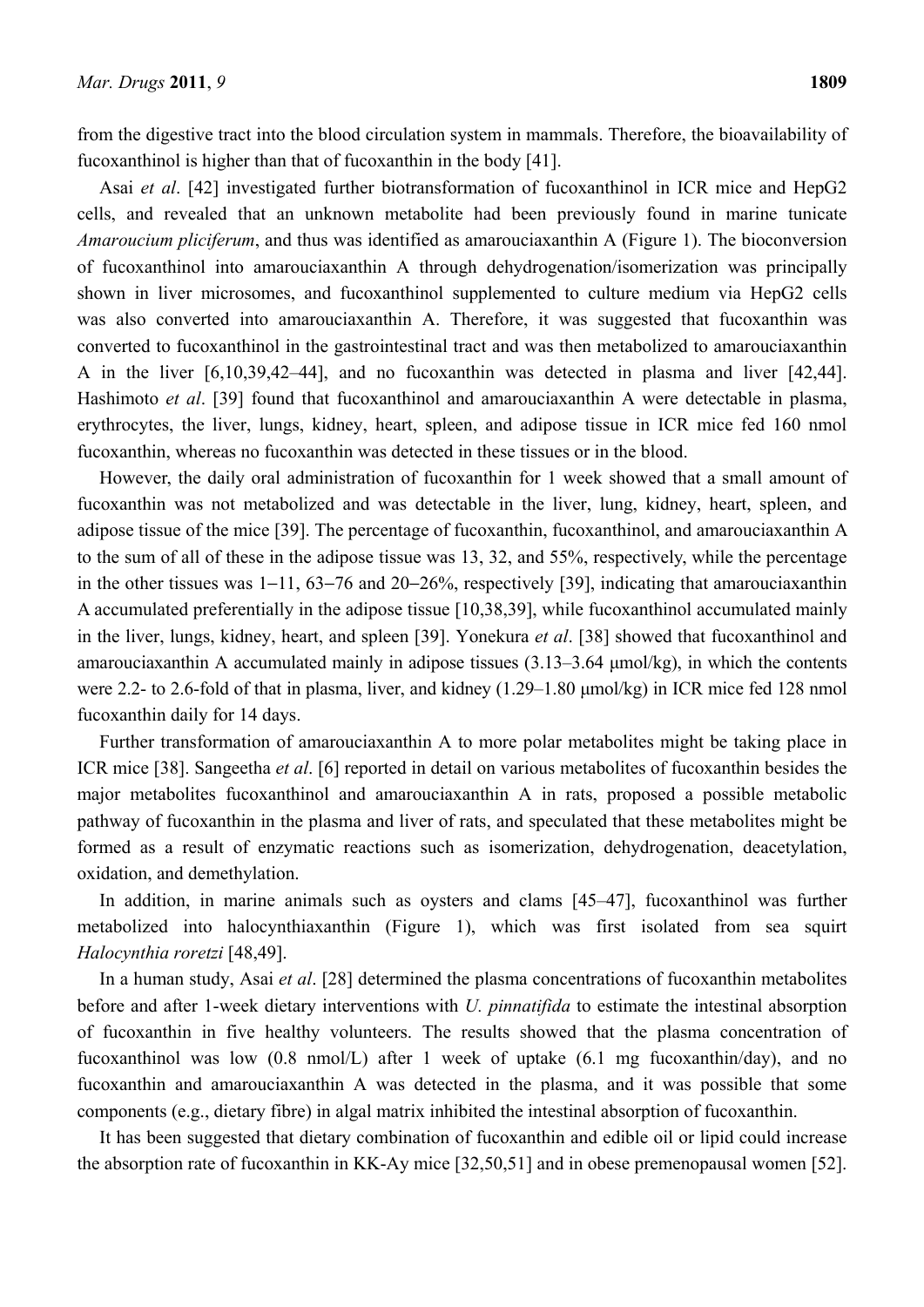from the digestive tract into the blood circulation system in mammals. Therefore, the bioavailability of fucoxanthinol is higher than that of fucoxanthin in the body [41].

Asai *et al*. [42] investigated further biotransformation of fucoxanthinol in ICR mice and HepG2 cells, and revealed that an unknown metabolite had been previously found in marine tunicate *Amaroucium pliciferum*, and thus was identified as amarouciaxanthin A (Figure 1). The bioconversion of fucoxanthinol into amarouciaxanthin A through dehydrogenation/isomerization was principally shown in liver microsomes, and fucoxanthinol supplemented to culture medium via HepG2 cells was also converted into amarouciaxanthin A. Therefore, it was suggested that fucoxanthin was converted to fucoxanthinol in the gastrointestinal tract and was then metabolized to amarouciaxanthin A in the liver [6,10,39,42–44], and no fucoxanthin was detected in plasma and liver [42,44]. Hashimoto *et al*. [39] found that fucoxanthinol and amarouciaxanthin A were detectable in plasma, erythrocytes, the liver, lungs, kidney, heart, spleen, and adipose tissue in ICR mice fed 160 nmol fucoxanthin, whereas no fucoxanthin was detected in these tissues or in the blood.

However, the daily oral administration of fucoxanthin for 1 week showed that a small amount of fucoxanthin was not metabolized and was detectable in the liver, lung, kidney, heart, spleen, and adipose tissue of the mice [39]. The percentage of fucoxanthin, fucoxanthinol, and amarouciaxanthin A to the sum of all of these in the adipose tissue was 13, 32, and 55%, respectively, while the percentage in the other tissues was 1−11, 63−76 and 20−26%, respectively [39], indicating that amarouciaxanthin A accumulated preferentially in the adipose tissue [10,38,39], while fucoxanthinol accumulated mainly in the liver, lungs, kidney, heart, and spleen [39]. Yonekura *et al*. [38] showed that fucoxanthinol and amarouciaxanthin A accumulated mainly in adipose tissues (3.13–3.64 μmol/kg), in which the contents were 2.2- to 2.6-fold of that in plasma, liver, and kidney (1.29–1.80 μmol/kg) in ICR mice fed 128 nmol fucoxanthin daily for 14 days.

Further transformation of amarouciaxanthin A to more polar metabolites might be taking place in ICR mice [38]. Sangeetha *et al*. [6] reported in detail on various metabolites of fucoxanthin besides the major metabolites fucoxanthinol and amarouciaxanthin A in rats, proposed a possible metabolic pathway of fucoxanthin in the plasma and liver of rats, and speculated that these metabolites might be formed as a result of enzymatic reactions such as isomerization, dehydrogenation, deacetylation, oxidation, and demethylation.

In addition, in marine animals such as oysters and clams [45–47], fucoxanthinol was further metabolized into halocynthiaxanthin (Figure 1), which was first isolated from sea squirt *Halocynthia roretzi* [48,49].

In a human study, Asai *et al*. [28] determined the plasma concentrations of fucoxanthin metabolites before and after 1-week dietary interventions with *U. pinnatifida* to estimate the intestinal absorption of fucoxanthin in five healthy volunteers. The results showed that the plasma concentration of fucoxanthinol was low (0.8 nmol/L) after 1 week of uptake (6.1 mg fucoxanthin/day), and no fucoxanthin and amarouciaxanthin A was detected in the plasma, and it was possible that some components (e.g., dietary fibre) in algal matrix inhibited the intestinal absorption of fucoxanthin.

It has been suggested that dietary combination of fucoxanthin and edible oil or lipid could increase the absorption rate of fucoxanthin in KK-Ay mice [32,50,51] and in obese premenopausal women [52].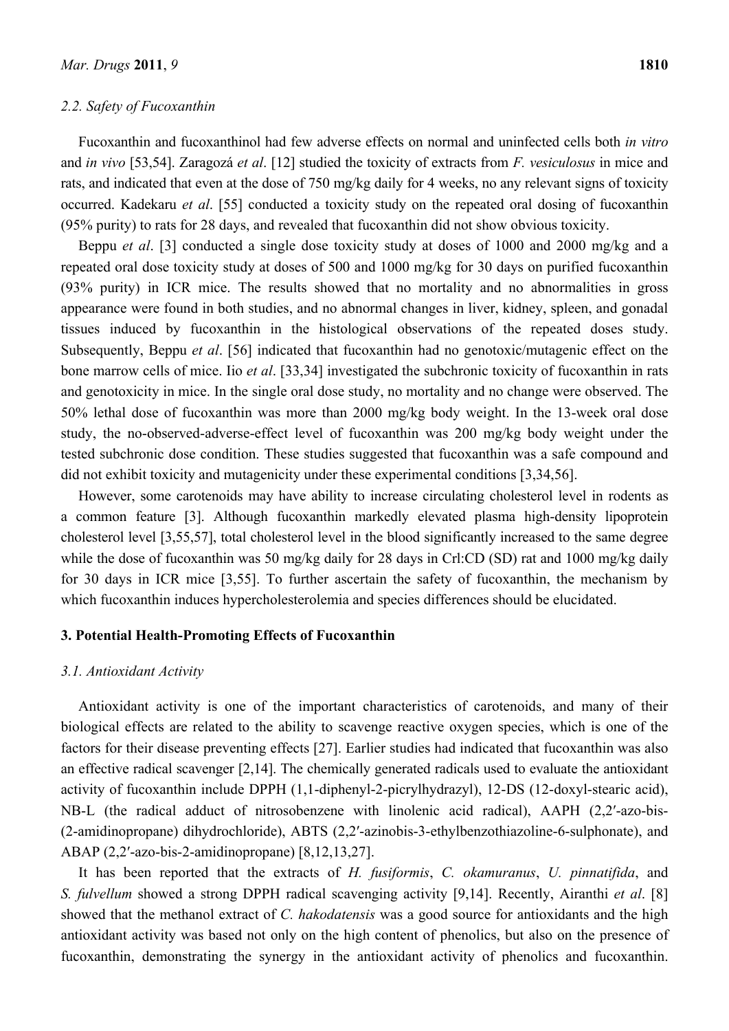### 2.2. Safety of Fucoxanthin

Fucoxanthin and fucoxanthinol had few adverse effects on normal and uninfected cells both *in vitro* and *in vivo* [53,54]. Zaragozá *et al*. [12] studied the toxicity of extracts from *F. vesiculosus* in mice and rats, and indicated that even at the dose of 750 mg/kg daily for 4 weeks, no any relevant signs of toxicity occurred. Kadekaru *et al*. [55] conducted a toxicity study on the repeated oral dosing of fucoxanthin (95% purity) to rats for 28 days, and revealed that fucoxanthin did not show obvious toxicity.

Beppu *et al*. [3] conducted a single dose toxicity study at doses of 1000 and 2000 mg/kg and a repeated oral dose toxicity study at doses of 500 and 1000 mg/kg for 30 days on purified fucoxanthin (93% purity) in ICR mice. The results showed that no mortality and no abnormalities in gross appearance were found in both studies, and no abnormal changes in liver, kidney, spleen, and gonadal tissues induced by fucoxanthin in the histological observations of the repeated doses study. Subsequently, Beppu *et al*. [56] indicated that fucoxanthin had no genotoxic/mutagenic effect on the bone marrow cells of mice. Iio *et al*. [33,34] investigated the subchronic toxicity of fucoxanthin in rats and genotoxicity in mice. In the single oral dose study, no mortality and no change were observed. The 50% lethal dose of fucoxanthin was more than 2000 mg/kg body weight. In the 13-week oral dose study, the no-observed-adverse-effect level of fucoxanthin was 200 mg/kg body weight under the tested subchronic dose condition. These studies suggested that fucoxanthin was a safe compound and did not exhibit toxicity and mutagenicity under these experimental conditions [3,34,56].

However, some carotenoids may have ability to increase circulating cholesterol level in rodents as a common feature [3]. Although fucoxanthin markedly elevated plasma high-density lipoprotein cholesterol level [3,55,57], total cholesterol level in the blood significantly increased to the same degree while the dose of fucoxanthin was 50 mg/kg daily for 28 days in Crl:CD (SD) rat and 1000 mg/kg daily for 30 days in ICR mice [3,55]. To further ascertain the safety of fucoxanthin, the mechanism by which fucoxanthin induces hypercholesterolemia and species differences should be elucidated.

## 3. Potential Health-Promoting Effects of Fucoxanthin

### 3.1. Antioxidant Activity

Antioxidant activity is one of the important characteristics of carotenoids, and many of their biological effects are related to the ability to scavenge reactive oxygen species, which is one of the factors for their disease preventing effects [27]. Earlier studies had indicated that fucoxanthin was also an effective radical scavenger [2,14]. The chemically generated radicals used to evaluate the antioxidant activity of fucoxanthin include DPPH (1,1-diphenyl-2-picrylhydrazyl), 12-DS (12-doxyl-stearic acid), NB-L (the radical adduct of nitrosobenzene with linolenic acid radical), AAPH (2,2′-azo-bis-(2-amidinopropane) dihydrochloride), ABTS (2,2′-azinobis-3-ethylbenzothiazoline-6-sulphonate), and ABAP (2,2′-azo-bis-2-amidinopropane) [8,12,13,27].

It has been reported that the extracts of *H. fusiformis*, *C. okamuranus*, *U. pinnatifida*, and *S. fulvellum* showed a strong DPPH radical scavenging activity [9,14]. Recently, Airanthi *et al*. [8] showed that the methanol extract of *C. hakodatensis* was a good source for antioxidants and the high antioxidant activity was based not only on the high content of phenolics, but also on the presence of fucoxanthin, demonstrating the synergy in the antioxidant activity of phenolics and fucoxanthin.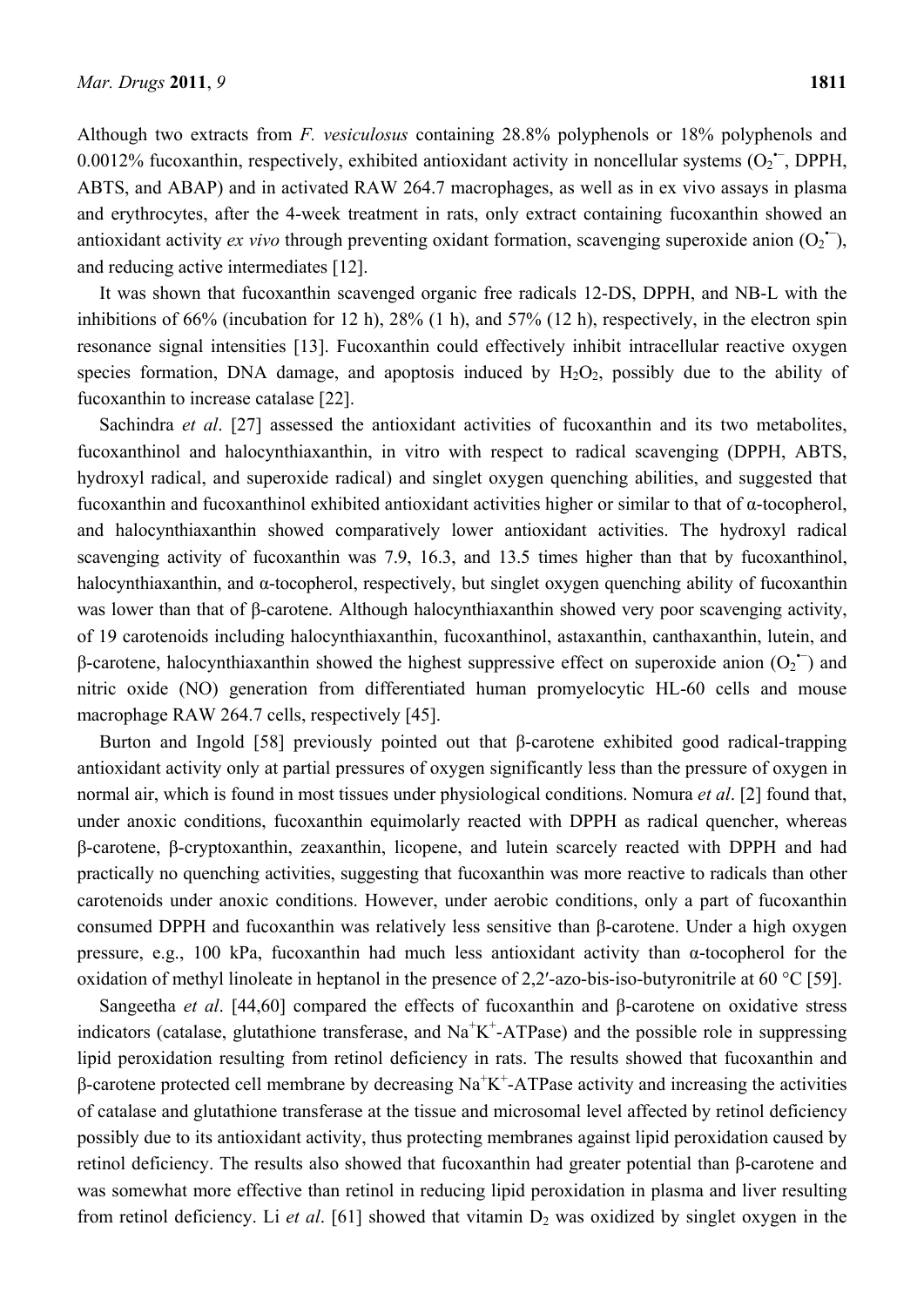Although two extracts from *F. vesiculosus* containing 28.8% polyphenols or 18% polyphenols and 0.0012% fucoxanthin, respectively, exhibited antioxidant activity in noncellular systems ($O_2^{\bullet-}$, DPPH, ABTS, and ABAP) and in activated RAW 264.7 macrophages, as well as in ex vivo assays in plasma and erythrocytes, after the 4-week treatment in rats, only extract containing fucoxanthin showed an antioxidant activity *ex vivo* through preventing oxidant formation, scavenging superoxide anion ($O_2^{\bullet-}$), and reducing active intermediates [12].

It was shown that fucoxanthin scavenged organic free radicals 12-DS, DPPH, and NB-L with the inhibitions of 66% (incubation for 12 h), 28% (1 h), and 57% (12 h), respectively, in the electron spin resonance signal intensities [13]. Fucoxanthin could effectively inhibit intracellular reactive oxygen species formation, DNA damage, and apoptosis induced by $H_2O_2$, possibly due to the ability of fucoxanthin to increase catalase [22].

Sachindra *et al*. [27] assessed the antioxidant activities of fucoxanthin and its two metabolites, fucoxanthinol and halocynthiaxanthin, in vitro with respect to radical scavenging (DPPH, ABTS, hydroxyl radical, and superoxide radical) and singlet oxygen quenching abilities, and suggested that fucoxanthin and fucoxanthinol exhibited antioxidant activities higher or similar to that of α-tocopherol, and halocynthiaxanthin showed comparatively lower antioxidant activities. The hydroxyl radical scavenging activity of fucoxanthin was 7.9, 16.3, and 13.5 times higher than that by fucoxanthinol, halocynthiaxanthin, and α-tocopherol, respectively, but singlet oxygen quenching ability of fucoxanthin was lower than that of β-carotene. Although halocynthiaxanthin showed very poor scavenging activity, of 19 carotenoids including halocynthiaxanthin, fucoxanthinol, astaxanthin, canthaxanthin, lutein, and β-carotene, halocynthiaxanthin showed the highest suppressive effect on superoxide anion ($O_2^{\bullet-}$) and nitric oxide (NO) generation from differentiated human promyelocytic HL-60 cells and mouse macrophage RAW 264.7 cells, respectively [45].

Burton and Ingold [58] previously pointed out that β-carotene exhibited good radical-trapping antioxidant activity only at partial pressures of oxygen significantly less than the pressure of oxygen in normal air, which is found in most tissues under physiological conditions. Nomura *et al*. [2] found that, under anoxic conditions, fucoxanthin equimolarly reacted with DPPH as radical quencher, whereas β-carotene, β-cryptoxanthin, zeaxanthin, licopene, and lutein scarcely reacted with DPPH and had practically no quenching activities, suggesting that fucoxanthin was more reactive to radicals than other carotenoids under anoxic conditions. However, under aerobic conditions, only a part of fucoxanthin consumed DPPH and fucoxanthin was relatively less sensitive than β-carotene. Under a high oxygen pressure, e.g., 100 kPa, fucoxanthin had much less antioxidant activity than α-tocopherol for the oxidation of methyl linoleate in heptanol in the presence of 2,2′-azo-bis-iso-butyronitrile at 60 °C [59].

Sangeetha *et al*. [44,60] compared the effects of fucoxanthin and β-carotene on oxidative stress indicators (catalase, glutathione transferase, and $Na^+K^+$-ATPase) and the possible role in suppressing lipid peroxidation resulting from retinol deficiency in rats. The results showed that fucoxanthin and β-carotene protected cell membrane by decreasing $Na^+K^+$-ATPase activity and increasing the activities of catalase and glutathione transferase at the tissue and microsomal level affected by retinol deficiency possibly due to its antioxidant activity, thus protecting membranes against lipid peroxidation caused by retinol deficiency. The results also showed that fucoxanthin had greater potential than β-carotene and was somewhat more effective than retinol in reducing lipid peroxidation in plasma and liver resulting from retinol deficiency. Li *et al*. [61] showed that vitamin $D_2$ was oxidized by singlet oxygen in the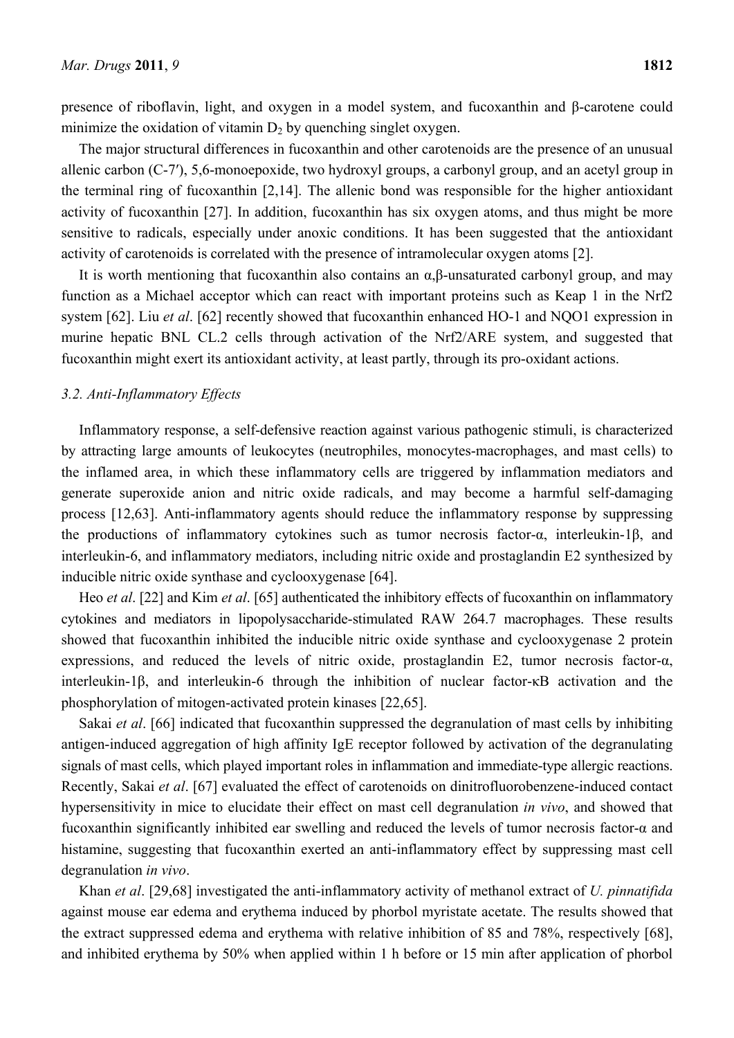presence of riboflavin, light, and oxygen in a model system, and fucoxanthin and β-carotene could minimize the oxidation of vitamin $D_2$ by quenching singlet oxygen.

The major structural differences in fucoxanthin and other carotenoids are the presence of an unusual allenic carbon (C-7′), 5,6-monoepoxide, two hydroxyl groups, a carbonyl group, and an acetyl group in the terminal ring of fucoxanthin [2,14]. The allenic bond was responsible for the higher antioxidant activity of fucoxanthin [27]. In addition, fucoxanthin has six oxygen atoms, and thus might be more sensitive to radicals, especially under anoxic conditions. It has been suggested that the antioxidant activity of carotenoids is correlated with the presence of intramolecular oxygen atoms [2].

It is worth mentioning that fucoxanthin also contains an α,β-unsaturated carbonyl group, and may function as a Michael acceptor which can react with important proteins such as Keap 1 in the Nrf2 system [62]. Liu *et al*. [62] recently showed that fucoxanthin enhanced HO-1 and NQO1 expression in murine hepatic BNL CL.2 cells through activation of the Nrf2/ARE system, and suggested that fucoxanthin might exert its antioxidant activity, at least partly, through its pro-oxidant actions.

### *3.2. Anti-Inflammatory Effects*

Inflammatory response, a self-defensive reaction against various pathogenic stimuli, is characterized by attracting large amounts of leukocytes (neutrophiles, monocytes-macrophages, and mast cells) to the inflamed area, in which these inflammatory cells are triggered by inflammation mediators and generate superoxide anion and nitric oxide radicals, and may become a harmful self-damaging process [12,63]. Anti-inflammatory agents should reduce the inflammatory response by suppressing the productions of inflammatory cytokines such as tumor necrosis factor-α, interleukin-1β, and interleukin-6, and inflammatory mediators, including nitric oxide and prostaglandin E2 synthesized by inducible nitric oxide synthase and cyclooxygenase [64].

Heo *et al*. [22] and Kim *et al*. [65] authenticated the inhibitory effects of fucoxanthin on inflammatory cytokines and mediators in lipopolysaccharide-stimulated RAW 264.7 macrophages. These results showed that fucoxanthin inhibited the inducible nitric oxide synthase and cyclooxygenase 2 protein expressions, and reduced the levels of nitric oxide, prostaglandin E2, tumor necrosis factor-α, interleukin-1β, and interleukin-6 through the inhibition of nuclear factor-κB activation and the phosphorylation of mitogen-activated protein kinases [22,65].

Sakai *et al*. [66] indicated that fucoxanthin suppressed the degranulation of mast cells by inhibiting antigen-induced aggregation of high affinity IgE receptor followed by activation of the degranulating signals of mast cells, which played important roles in inflammation and immediate-type allergic reactions. Recently, Sakai *et al*. [67] evaluated the effect of carotenoids on dinitrofluorobenzene-induced contact hypersensitivity in mice to elucidate their effect on mast cell degranulation *in vivo*, and showed that fucoxanthin significantly inhibited ear swelling and reduced the levels of tumor necrosis factor-α and histamine, suggesting that fucoxanthin exerted an anti-inflammatory effect by suppressing mast cell degranulation *in vivo*.

Khan *et al*. [29,68] investigated the anti-inflammatory activity of methanol extract of *U. pinnatifida* against mouse ear edema and erythema induced by phorbol myristate acetate. The results showed that the extract suppressed edema and erythema with relative inhibition of 85 and 78%, respectively [68], and inhibited erythema by 50% when applied within 1 h before or 15 min after application of phorbol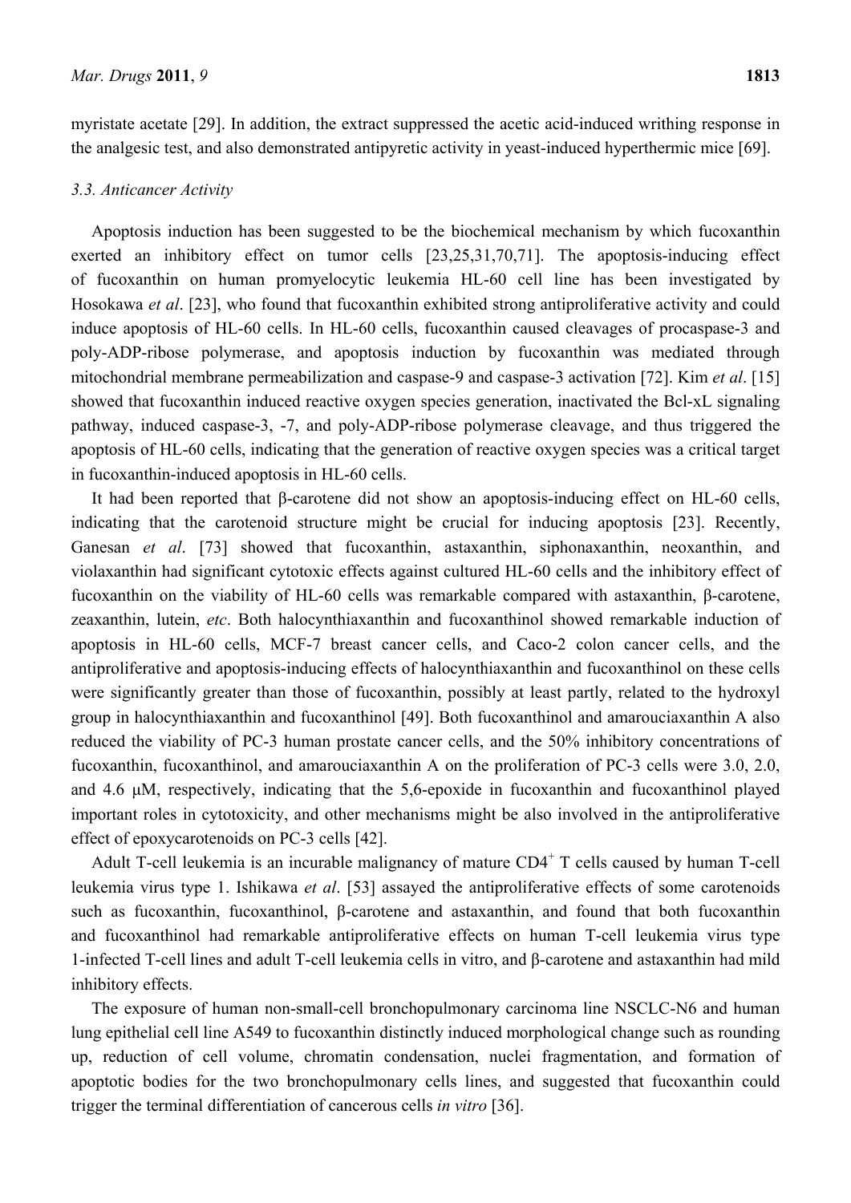myristate acetate [29]. In addition, the extract suppressed the acetic acid-induced writhing response in the analgesic test, and also demonstrated antipyretic activity in yeast-induced hyperthermic mice [69].

### 3.3. Anticancer Activity

Apoptosis induction has been suggested to be the biochemical mechanism by which fucoxanthin exerted an inhibitory effect on tumor cells [23,25,31,70,71]. The apoptosis-inducing effect of fucoxanthin on human promyelocytic leukemia HL-60 cell line has been investigated by Hosokawa *et al*. [23], who found that fucoxanthin exhibited strong antiproliferative activity and could induce apoptosis of HL-60 cells. In HL-60 cells, fucoxanthin caused cleavages of procaspase-3 and poly-ADP-ribose polymerase, and apoptosis induction by fucoxanthin was mediated through mitochondrial membrane permeabilization and caspase-9 and caspase-3 activation [72]. Kim *et al*. [15] showed that fucoxanthin induced reactive oxygen species generation, inactivated the Bcl-xL signaling pathway, induced caspase-3, -7, and poly-ADP-ribose polymerase cleavage, and thus triggered the apoptosis of HL-60 cells, indicating that the generation of reactive oxygen species was a critical target in fucoxanthin-induced apoptosis in HL-60 cells.

It had been reported that β-carotene did not show an apoptosis-inducing effect on HL-60 cells, indicating that the carotenoid structure might be crucial for inducing apoptosis [23]. Recently, Ganesan *et al*. [73] showed that fucoxanthin, astaxanthin, siphonaxanthin, neoxanthin, and violaxanthin had significant cytotoxic effects against cultured HL-60 cells and the inhibitory effect of fucoxanthin on the viability of HL-60 cells was remarkable compared with astaxanthin, β-carotene, zeaxanthin, lutein, *etc*. Both halocynthiaxanthin and fucoxanthinol showed remarkable induction of apoptosis in HL-60 cells, MCF-7 breast cancer cells, and Caco-2 colon cancer cells, and the antiproliferative and apoptosis-inducing effects of halocynthiaxanthin and fucoxanthinol on these cells were significantly greater than those of fucoxanthin, possibly at least partly, related to the hydroxyl group in halocynthiaxanthin and fucoxanthinol [49]. Both fucoxanthinol and amarouciaxanthin A also reduced the viability of PC-3 human prostate cancer cells, and the 50% inhibitory concentrations of fucoxanthin, fucoxanthinol, and amarouciaxanthin A on the proliferation of PC-3 cells were 3.0, 2.0, and 4.6 μM, respectively, indicating that the 5,6-epoxide in fucoxanthin and fucoxanthinol played important roles in cytotoxicity, and other mechanisms might be also involved in the antiproliferative effect of epoxycarotenoids on PC-3 cells [42].

Adult T-cell leukemia is an incurable malignancy of mature $CD4^+$ T cells caused by human T-cell leukemia virus type 1. Ishikawa *et al*. [53] assayed the antiproliferative effects of some carotenoids such as fucoxanthin, fucoxanthinol, β-carotene and astaxanthin, and found that both fucoxanthin and fucoxanthinol had remarkable antiproliferative effects on human T-cell leukemia virus type 1-infected T-cell lines and adult T-cell leukemia cells in vitro, and β-carotene and astaxanthin had mild inhibitory effects.

The exposure of human non-small-cell bronchopulmonary carcinoma line NSCLC-N6 and human lung epithelial cell line A549 to fucoxanthin distinctly induced morphological change such as rounding up, reduction of cell volume, chromatin condensation, nuclei fragmentation, and formation of apoptotic bodies for the two bronchopulmonary cells lines, and suggested that fucoxanthin could trigger the terminal differentiation of cancerous cells *in vitro* [36].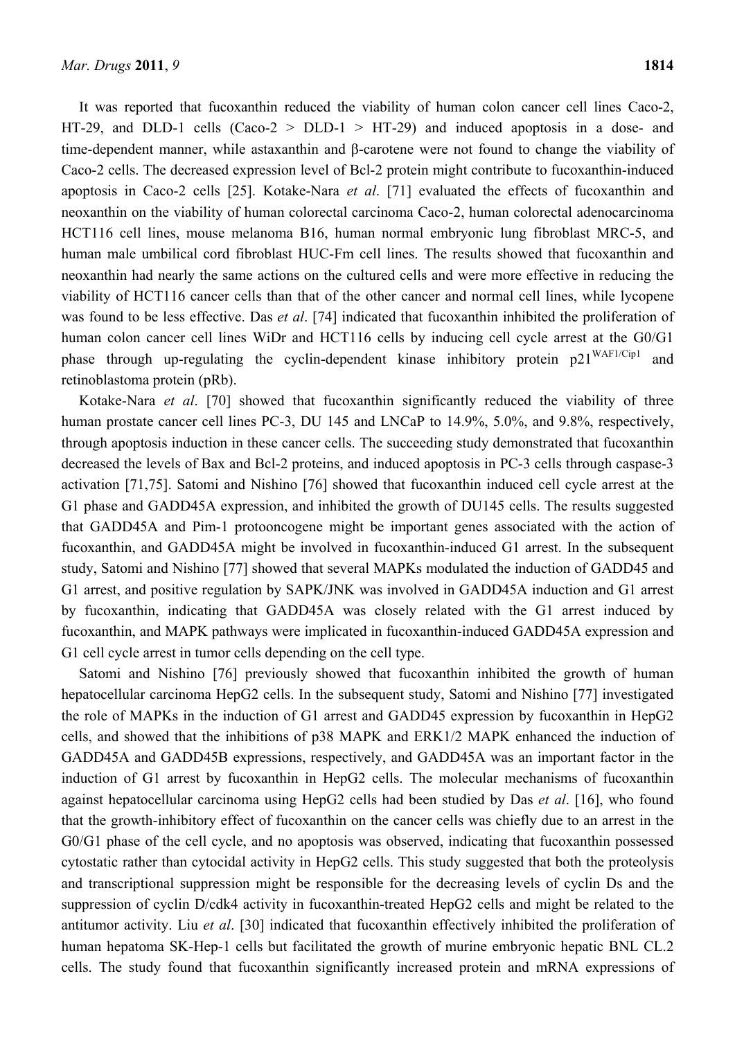It was reported that fucoxanthin reduced the viability of human colon cancer cell lines Caco-2, HT-29, and DLD-1 cells (Caco-2 > DLD-1 > HT-29) and induced apoptosis in a dose- and time-dependent manner, while astaxanthin and β-carotene were not found to change the viability of Caco-2 cells. The decreased expression level of Bcl-2 protein might contribute to fucoxanthin-induced apoptosis in Caco-2 cells [25]. Kotake-Nara *et al*. [71] evaluated the effects of fucoxanthin and neoxanthin on the viability of human colorectal carcinoma Caco-2, human colorectal adenocarcinoma HCT116 cell lines, mouse melanoma B16, human normal embryonic lung fibroblast MRC-5, and human male umbilical cord fibroblast HUC-Fm cell lines. The results showed that fucoxanthin and neoxanthin had nearly the same actions on the cultured cells and were more effective in reducing the viability of HCT116 cancer cells than that of the other cancer and normal cell lines, while lycopene was found to be less effective. Das *et al*. [74] indicated that fucoxanthin inhibited the proliferation of human colon cancer cell lines WiDr and HCT116 cells by inducing cell cycle arrest at the G0/G1 phase through up-regulating the cyclin-dependent kinase inhibitory protein $p21^{WAF1/Cip1}$ and retinoblastoma protein (pRb).

Kotake-Nara *et al*. [70] showed that fucoxanthin significantly reduced the viability of three human prostate cancer cell lines PC-3, DU 145 and LNCaP to 14.9%, 5.0%, and 9.8%, respectively, through apoptosis induction in these cancer cells. The succeeding study demonstrated that fucoxanthin decreased the levels of Bax and Bcl-2 proteins, and induced apoptosis in PC-3 cells through caspase-3 activation [71,75]. Satomi and Nishino [76] showed that fucoxanthin induced cell cycle arrest at the G1 phase and GADD45A expression, and inhibited the growth of DU145 cells. The results suggested that GADD45A and Pim-1 protooncogene might be important genes associated with the action of fucoxanthin, and GADD45A might be involved in fucoxanthin-induced G1 arrest. In the subsequent study, Satomi and Nishino [77] showed that several MAPKs modulated the induction of GADD45 and G1 arrest, and positive regulation by SAPK/JNK was involved in GADD45A induction and G1 arrest by fucoxanthin, indicating that GADD45A was closely related with the G1 arrest induced by fucoxanthin, and MAPK pathways were implicated in fucoxanthin-induced GADD45A expression and G1 cell cycle arrest in tumor cells depending on the cell type.

Satomi and Nishino [76] previously showed that fucoxanthin inhibited the growth of human hepatocellular carcinoma HepG2 cells. In the subsequent study, Satomi and Nishino [77] investigated the role of MAPKs in the induction of G1 arrest and GADD45 expression by fucoxanthin in HepG2 cells, and showed that the inhibitions of p38 MAPK and ERK1/2 MAPK enhanced the induction of GADD45A and GADD45B expressions, respectively, and GADD45A was an important factor in the induction of G1 arrest by fucoxanthin in HepG2 cells. The molecular mechanisms of fucoxanthin against hepatocellular carcinoma using HepG2 cells had been studied by Das *et al*. [16], who found that the growth-inhibitory effect of fucoxanthin on the cancer cells was chiefly due to an arrest in the G0/G1 phase of the cell cycle, and no apoptosis was observed, indicating that fucoxanthin possessed cytostatic rather than cytocidal activity in HepG2 cells. This study suggested that both the proteolysis and transcriptional suppression might be responsible for the decreasing levels of cyclin Ds and the suppression of cyclin D/cdk4 activity in fucoxanthin-treated HepG2 cells and might be related to the antitumor activity. Liu *et al*. [30] indicated that fucoxanthin effectively inhibited the proliferation of human hepatoma SK-Hep-1 cells but facilitated the growth of murine embryonic hepatic BNL CL.2 cells. The study found that fucoxanthin significantly increased protein and mRNA expressions of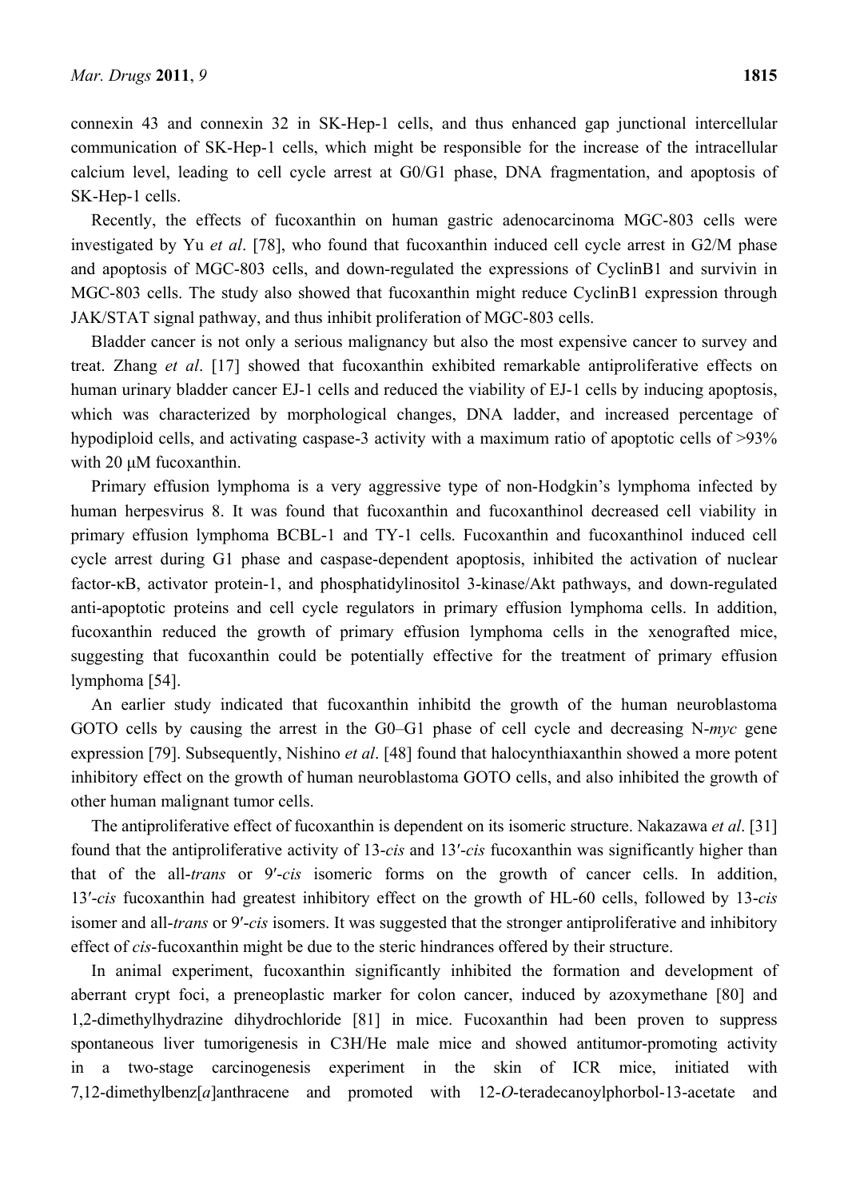connexin 43 and connexin 32 in SK-Hep-1 cells, and thus enhanced gap junctional intercellular communication of SK-Hep-1 cells, which might be responsible for the increase of the intracellular calcium level, leading to cell cycle arrest at G0/G1 phase, DNA fragmentation, and apoptosis of SK-Hep-1 cells.

Recently, the effects of fucoxanthin on human gastric adenocarcinoma MGC-803 cells were investigated by Yu *et al*. [78], who found that fucoxanthin induced cell cycle arrest in G2/M phase and apoptosis of MGC-803 cells, and down-regulated the expressions of CyclinB1 and survivin in MGC-803 cells. The study also showed that fucoxanthin might reduce CyclinB1 expression through JAK/STAT signal pathway, and thus inhibit proliferation of MGC-803 cells.

Bladder cancer is not only a serious malignancy but also the most expensive cancer to survey and treat. Zhang *et al*. [17] showed that fucoxanthin exhibited remarkable antiproliferative effects on human urinary bladder cancer EJ-1 cells and reduced the viability of EJ-1 cells by inducing apoptosis, which was characterized by morphological changes, DNA ladder, and increased percentage of hypodiploid cells, and activating caspase-3 activity with a maximum ratio of apoptotic cells of >93% with 20 μM fucoxanthin.

Primary effusion lymphoma is a very aggressive type of non-Hodgkin's lymphoma infected by human herpesvirus 8. It was found that fucoxanthin and fucoxanthinol decreased cell viability in primary effusion lymphoma BCBL-1 and TY-1 cells. Fucoxanthin and fucoxanthinol induced cell cycle arrest during G1 phase and caspase-dependent apoptosis, inhibited the activation of nuclear factor-κB, activator protein-1, and phosphatidylinositol 3-kinase/Akt pathways, and down-regulated anti-apoptotic proteins and cell cycle regulators in primary effusion lymphoma cells. In addition, fucoxanthin reduced the growth of primary effusion lymphoma cells in the xenografted mice, suggesting that fucoxanthin could be potentially effective for the treatment of primary effusion lymphoma [54].

An earlier study indicated that fucoxanthin inhibitd the growth of the human neuroblastoma GOTO cells by causing the arrest in the G0–G1 phase of cell cycle and decreasing N-*myc* gene expression [79]. Subsequently, Nishino *et al*. [48] found that halocynthiaxanthin showed a more potent inhibitory effect on the growth of human neuroblastoma GOTO cells, and also inhibited the growth of other human malignant tumor cells.

The antiproliferative effect of fucoxanthin is dependent on its isomeric structure. Nakazawa *et al*. [31] found that the antiproliferative activity of 13-*cis* and 13′-*cis* fucoxanthin was significantly higher than that of the all-*trans* or 9′-*cis* isomeric forms on the growth of cancer cells. In addition, 13′-*cis* fucoxanthin had greatest inhibitory effect on the growth of HL-60 cells, followed by 13-*cis* isomer and all-*trans* or 9′-*cis* isomers. It was suggested that the stronger antiproliferative and inhibitory effect of *cis*-fucoxanthin might be due to the steric hindrances offered by their structure.

In animal experiment, fucoxanthin significantly inhibited the formation and development of aberrant crypt foci, a preneoplastic marker for colon cancer, induced by azoxymethane [80] and 1,2-dimethylhydrazine dihydrochloride [81] in mice. Fucoxanthin had been proven to suppress spontaneous liver tumorigenesis in C3H/He male mice and showed antitumor-promoting activity in a two-stage carcinogenesis experiment in the skin of ICR mice, initiated with 7,12-dimethylbenz[*a*]anthracene and promoted with 12-*O*-teradecanoylphorbol-13-acetate and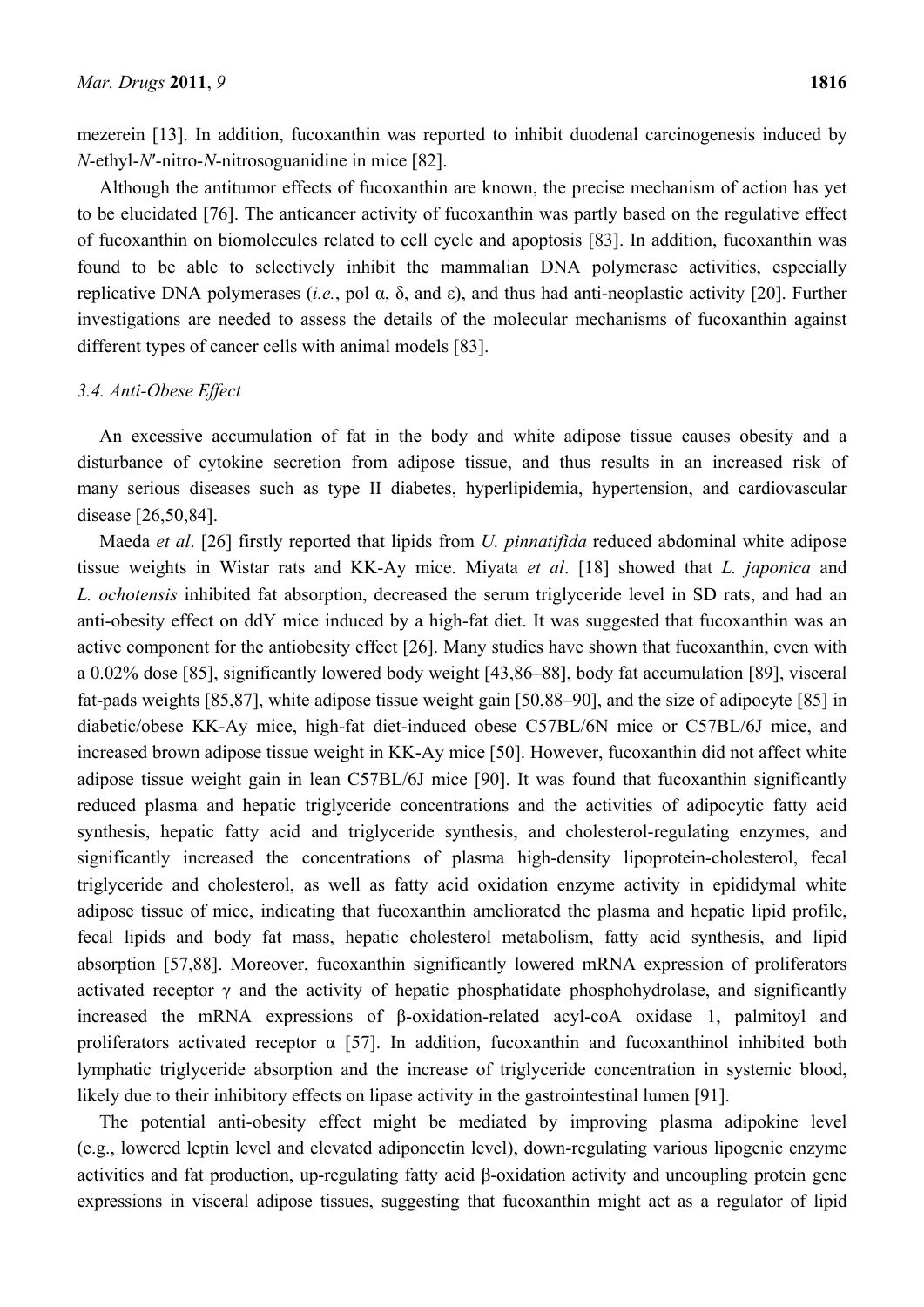mezerein [13]. In addition, fucoxanthin was reported to inhibit duodenal carcinogenesis induced by *N*-ethyl-*N'*-nitro-*N*-nitrosoguanidine in mice [82].

Although the antitumor effects of fucoxanthin are known, the precise mechanism of action has yet to be elucidated [76]. The anticancer activity of fucoxanthin was partly based on the regulative effect of fucoxanthin on biomolecules related to cell cycle and apoptosis [83]. In addition, fucoxanthin was found to be able to selectively inhibit the mammalian DNA polymerase activities, especially replicative DNA polymerases (*i.e.*, pol α, δ, and ε), and thus had anti-neoplastic activity [20]. Further investigations are needed to assess the details of the molecular mechanisms of fucoxanthin against different types of cancer cells with animal models [83].

### 3.4. Anti-Obese Effect

An excessive accumulation of fat in the body and white adipose tissue causes obesity and a disturbance of cytokine secretion from adipose tissue, and thus results in an increased risk of many serious diseases such as type II diabetes, hyperlipidemia, hypertension, and cardiovascular disease [26,50,84].

Maeda *et al*. [26] firstly reported that lipids from *U. pinnatifida* reduced abdominal white adipose tissue weights in Wistar rats and KK-Ay mice. Miyata *et al*. [18] showed that *L. japonica* and *L. ochotensis* inhibited fat absorption, decreased the serum triglyceride level in SD rats, and had an anti-obesity effect on ddY mice induced by a high-fat diet. It was suggested that fucoxanthin was an active component for the antiobesity effect [26]. Many studies have shown that fucoxanthin, even with a 0.02% dose [85], significantly lowered body weight [43,86–88], body fat accumulation [89], visceral fat-pads weights [85,87], white adipose tissue weight gain [50,88–90], and the size of adipocyte [85] in diabetic/obese KK-Ay mice, high-fat diet-induced obese C57BL/6N mice or C57BL/6J mice, and increased brown adipose tissue weight in KK-Ay mice [50]. However, fucoxanthin did not affect white adipose tissue weight gain in lean C57BL/6J mice [90]. It was found that fucoxanthin significantly reduced plasma and hepatic triglyceride concentrations and the activities of adipocytic fatty acid synthesis, hepatic fatty acid and triglyceride synthesis, and cholesterol-regulating enzymes, and significantly increased the concentrations of plasma high-density lipoprotein-cholesterol, fecal triglyceride and cholesterol, as well as fatty acid oxidation enzyme activity in epididymal white adipose tissue of mice, indicating that fucoxanthin ameliorated the plasma and hepatic lipid profile, fecal lipids and body fat mass, hepatic cholesterol metabolism, fatty acid synthesis, and lipid absorption [57,88]. Moreover, fucoxanthin significantly lowered mRNA expression of proliferators activated receptor γ and the activity of hepatic phosphatidate phosphohydrolase, and significantly increased the mRNA expressions of β-oxidation-related acyl-coA oxidase 1, palmitoyl and proliferators activated receptor α [57]. In addition, fucoxanthin and fucoxanthinol inhibited both lymphatic triglyceride absorption and the increase of triglyceride concentration in systemic blood, likely due to their inhibitory effects on lipase activity in the gastrointestinal lumen [91].

The potential anti-obesity effect might be mediated by improving plasma adipokine level (e.g., lowered leptin level and elevated adiponectin level), down-regulating various lipogenic enzyme activities and fat production, up-regulating fatty acid β-oxidation activity and uncoupling protein gene expressions in visceral adipose tissues, suggesting that fucoxanthin might act as a regulator of lipid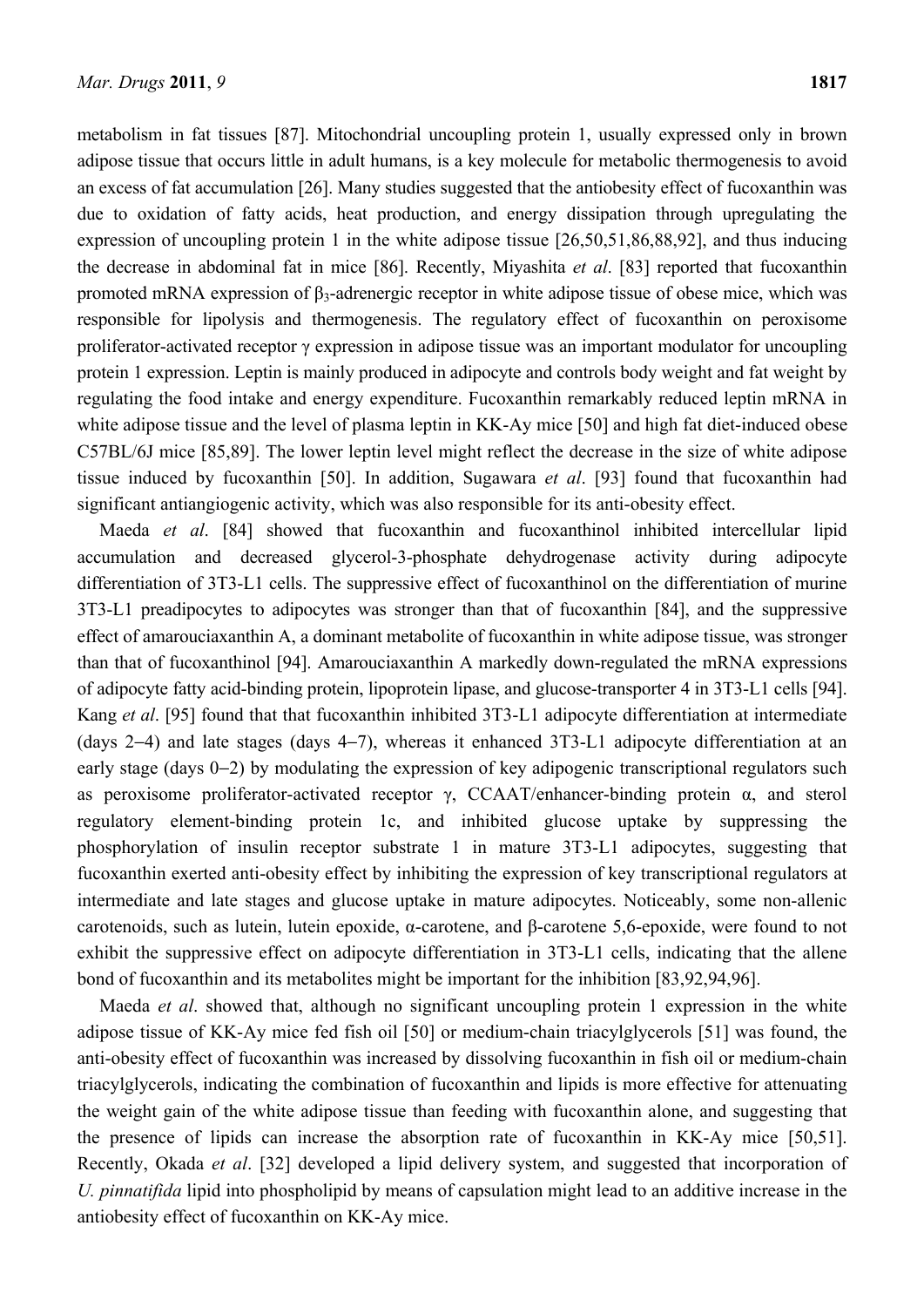metabolism in fat tissues [87]. Mitochondrial uncoupling protein 1, usually expressed only in brown adipose tissue that occurs little in adult humans, is a key molecule for metabolic thermogenesis to avoid an excess of fat accumulation [26]. Many studies suggested that the antiobesity effect of fucoxanthin was due to oxidation of fatty acids, heat production, and energy dissipation through upregulating the expression of uncoupling protein 1 in the white adipose tissue [26,50,51,86,88,92], and thus inducing the decrease in abdominal fat in mice [86]. Recently, Miyashita *et al*. [83] reported that fucoxanthin promoted mRNA expression of $\beta_3$-adrenergic receptor in white adipose tissue of obese mice, which was responsible for lipolysis and thermogenesis. The regulatory effect of fucoxanthin on peroxisome proliferator-activated receptor γ expression in adipose tissue was an important modulator for uncoupling protein 1 expression. Leptin is mainly produced in adipocyte and controls body weight and fat weight by regulating the food intake and energy expenditure. Fucoxanthin remarkably reduced leptin mRNA in white adipose tissue and the level of plasma leptin in KK-Ay mice [50] and high fat diet-induced obese C57BL/6J mice [85,89]. The lower leptin level might reflect the decrease in the size of white adipose tissue induced by fucoxanthin [50]. In addition, Sugawara *et al*. [93] found that fucoxanthin had significant antiangiogenic activity, which was also responsible for its anti-obesity effect.

Maeda *et al*. [84] showed that fucoxanthin and fucoxanthinol inhibited intercellular lipid accumulation and decreased glycerol-3-phosphate dehydrogenase activity during adipocyte differentiation of 3T3-L1 cells. The suppressive effect of fucoxanthinol on the differentiation of murine 3T3-L1 preadipocytes to adipocytes was stronger than that of fucoxanthin [84], and the suppressive effect of amarouciaxanthin A, a dominant metabolite of fucoxanthin in white adipose tissue, was stronger than that of fucoxanthinol [94]. Amarouciaxanthin A markedly down-regulated the mRNA expressions of adipocyte fatty acid-binding protein, lipoprotein lipase, and glucose-transporter 4 in 3T3-L1 cells [94]. Kang *et al*. [95] found that that fucoxanthin inhibited 3T3-L1 adipocyte differentiation at intermediate (days 2–4) and late stages (days 4–7), whereas it enhanced 3T3-L1 adipocyte differentiation at an early stage (days 0–2) by modulating the expression of key adipogenic transcriptional regulators such as peroxisome proliferator-activated receptor γ, CCAAT/enhancer-binding protein α, and sterol regulatory element-binding protein 1c, and inhibited glucose uptake by suppressing the phosphorylation of insulin receptor substrate 1 in mature 3T3-L1 adipocytes, suggesting that fucoxanthin exerted anti-obesity effect by inhibiting the expression of key transcriptional regulators at intermediate and late stages and glucose uptake in mature adipocytes. Noticeably, some non-allenic carotenoids, such as lutein, lutein epoxide, α-carotene, and β-carotene 5,6-epoxide, were found to not exhibit the suppressive effect on adipocyte differentiation in 3T3-L1 cells, indicating that the allene bond of fucoxanthin and its metabolites might be important for the inhibition [83,92,94,96].

Maeda *et al*. showed that, although no significant uncoupling protein 1 expression in the white adipose tissue of KK-Ay mice fed fish oil [50] or medium-chain triacylglycerols [51] was found, the anti-obesity effect of fucoxanthin was increased by dissolving fucoxanthin in fish oil or medium-chain triacylglycerols, indicating the combination of fucoxanthin and lipids is more effective for attenuating the weight gain of the white adipose tissue than feeding with fucoxanthin alone, and suggesting that the presence of lipids can increase the absorption rate of fucoxanthin in KK-Ay mice [50,51]. Recently, Okada *et al*. [32] developed a lipid delivery system, and suggested that incorporation of *U. pinnatifida* lipid into phospholipid by means of capsulation might lead to an additive increase in the antiobesity effect of fucoxanthin on KK-Ay mice.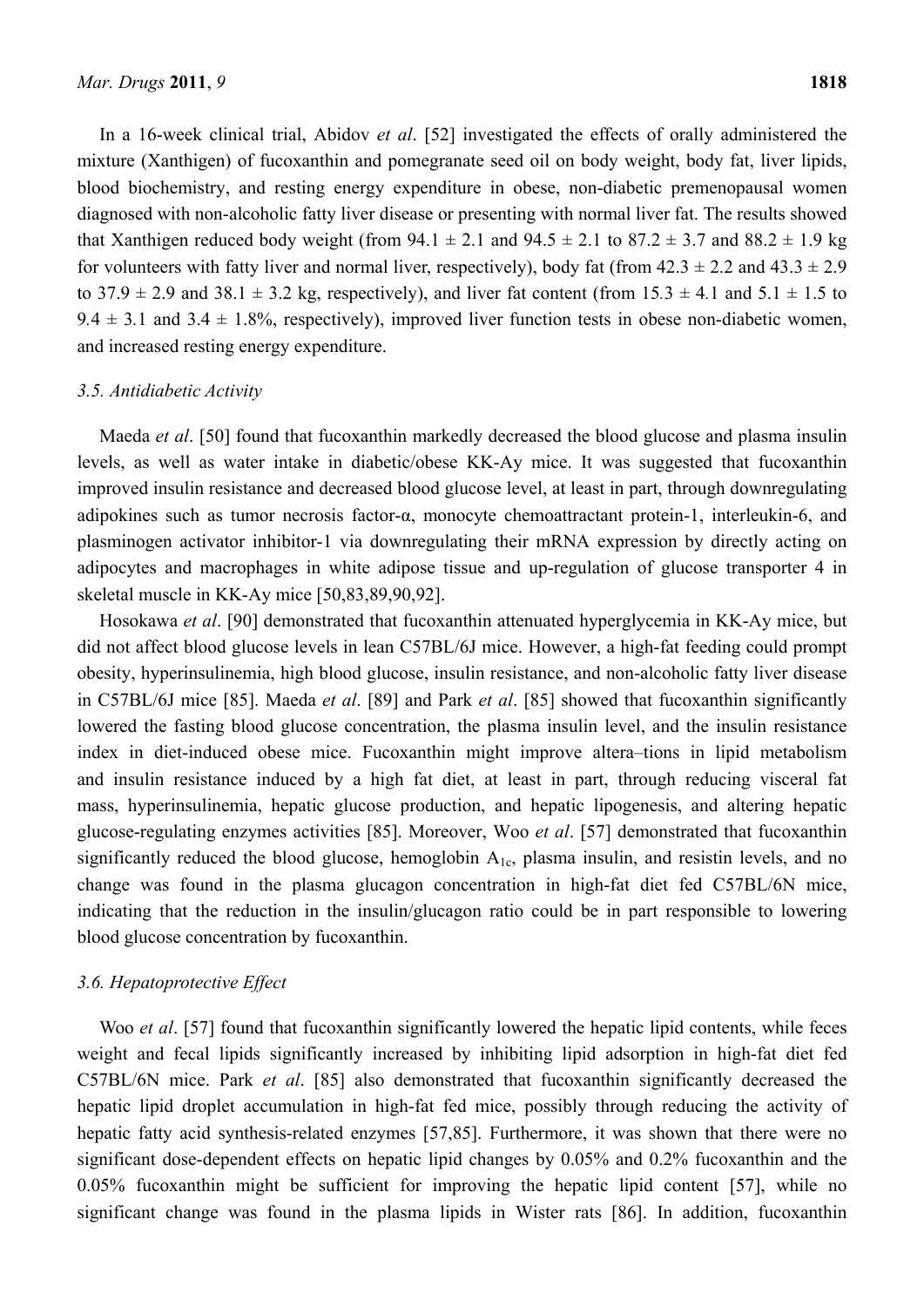In a 16-week clinical trial, Abidov *et al*. [52] investigated the effects of orally administered the mixture (Xanthigen) of fucoxanthin and pomegranate seed oil on body weight, body fat, liver lipids, blood biochemistry, and resting energy expenditure in obese, non-diabetic premenopausal women diagnosed with non-alcoholic fatty liver disease or presenting with normal liver fat. The results showed that Xanthigen reduced body weight (from 94.1 ± 2.1 and 94.5 ± 2.1 to 87.2 ± 3.7 and 88.2 ± 1.9 kg for volunteers with fatty liver and normal liver, respectively), body fat (from 42.3 ± 2.2 and 43.3 ± 2.9 to 37.9 ± 2.9 and 38.1 ± 3.2 kg, respectively), and liver fat content (from 15.3 ± 4.1 and 5.1 ± 1.5 to 9.4 ± 3.1 and 3.4 ± 1.8%, respectively), improved liver function tests in obese non-diabetic women, and increased resting energy expenditure.

### *3.5. Antidiabetic Activity*

Maeda *et al*. [50] found that fucoxanthin markedly decreased the blood glucose and plasma insulin levels, as well as water intake in diabetic/obese KK-Ay mice. It was suggested that fucoxanthin improved insulin resistance and decreased blood glucose level, at least in part, through downregulating adipokines such as tumor necrosis factor-α, monocyte chemoattractant protein-1, interleukin-6, and plasminogen activator inhibitor-1 via downregulating their mRNA expression by directly acting on adipocytes and macrophages in white adipose tissue and up-regulation of glucose transporter 4 in skeletal muscle in KK-Ay mice [50,83,89,90,92].

Hosokawa *et al*. [90] demonstrated that fucoxanthin attenuated hyperglycemia in KK-Ay mice, but did not affect blood glucose levels in lean C57BL/6J mice. However, a high-fat feeding could prompt obesity, hyperinsulinemia, high blood glucose, insulin resistance, and non-alcoholic fatty liver disease in C57BL/6J mice [85]. Maeda *et al*. [89] and Park *et al*. [85] showed that fucoxanthin significantly lowered the fasting blood glucose concentration, the plasma insulin level, and the insulin resistance index in diet-induced obese mice. Fucoxanthin might improve altera–tions in lipid metabolism and insulin resistance induced by a high fat diet, at least in part, through reducing visceral fat mass, hyperinsulinemia, hepatic glucose production, and hepatic lipogenesis, and altering hepatic glucose-regulating enzymes activities [85]. Moreover, Woo *et al*. [57] demonstrated that fucoxanthin significantly reduced the blood glucose, hemoglobin $A_{1c}$, plasma insulin, and resistin levels, and no change was found in the plasma glucagon concentration in high-fat diet fed C57BL/6N mice, indicating that the reduction in the insulin/glucagon ratio could be in part responsible to lowering blood glucose concentration by fucoxanthin.

### *3.6. Hepatoprotective Effect*

Woo *et al*. [57] found that fucoxanthin significantly lowered the hepatic lipid contents, while feces weight and fecal lipids significantly increased by inhibiting lipid adsorption in high-fat diet fed C57BL/6N mice. Park *et al*. [85] also demonstrated that fucoxanthin significantly decreased the hepatic lipid droplet accumulation in high-fat fed mice, possibly through reducing the activity of hepatic fatty acid synthesis-related enzymes [57,85]. Furthermore, it was shown that there were no significant dose-dependent effects on hepatic lipid changes by 0.05% and 0.2% fucoxanthin and the 0.05% fucoxanthin might be sufficient for improving the hepatic lipid content [57], while no significant change was found in the plasma lipids in Wister rats [86]. In addition, fucoxanthin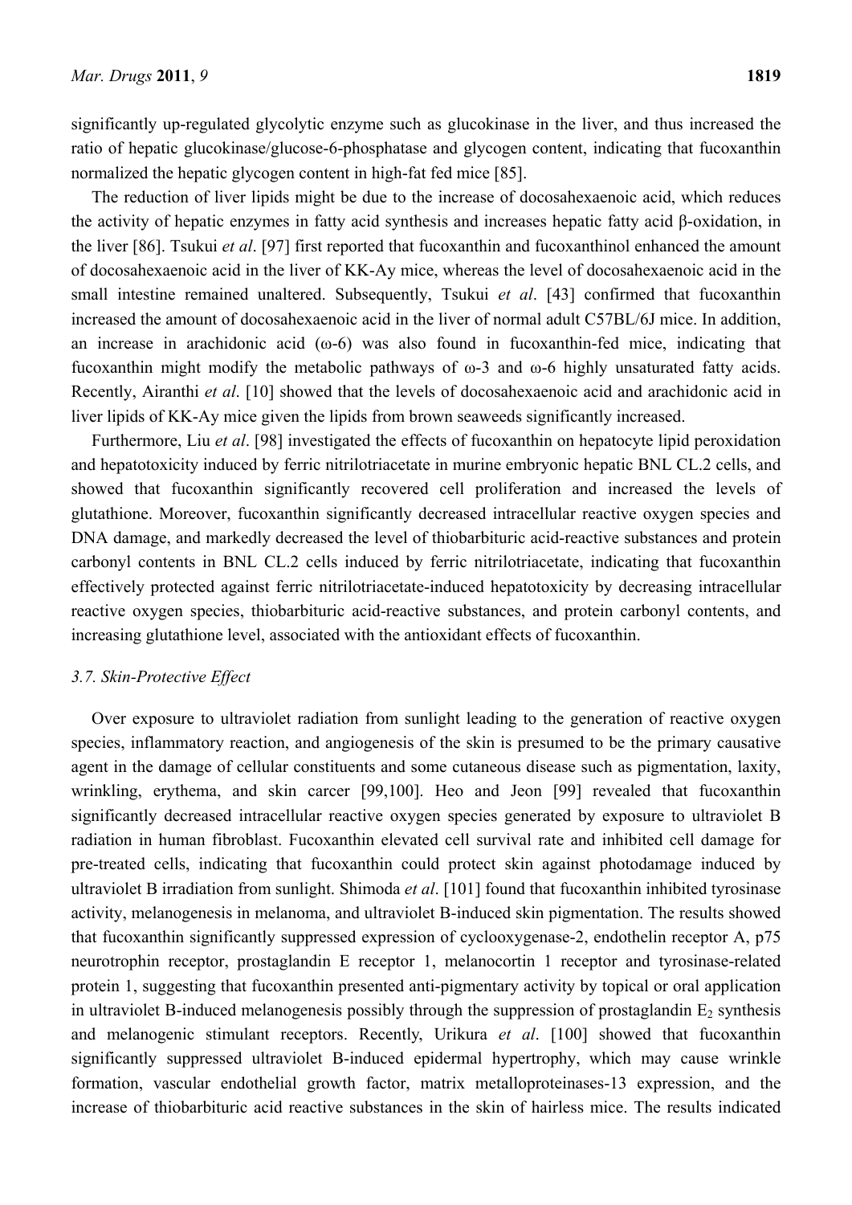significantly up-regulated glycolytic enzyme such as glucokinase in the liver, and thus increased the ratio of hepatic glucokinase/glucose-6-phosphatase and glycogen content, indicating that fucoxanthin normalized the hepatic glycogen content in high-fat fed mice [85].

The reduction of liver lipids might be due to the increase of docosahexaenoic acid, which reduces the activity of hepatic enzymes in fatty acid synthesis and increases hepatic fatty acid β-oxidation, in the liver [86]. Tsukui *et al*. [97] first reported that fucoxanthin and fucoxanthinol enhanced the amount of docosahexaenoic acid in the liver of KK-Ay mice, whereas the level of docosahexaenoic acid in the small intestine remained unaltered. Subsequently, Tsukui *et al*. [43] confirmed that fucoxanthin increased the amount of docosahexaenoic acid in the liver of normal adult C57BL/6J mice. In addition, an increase in arachidonic acid (ω-6) was also found in fucoxanthin-fed mice, indicating that fucoxanthin might modify the metabolic pathways of ω-3 and ω-6 highly unsaturated fatty acids. Recently, Airanthi *et al*. [10] showed that the levels of docosahexaenoic acid and arachidonic acid in liver lipids of KK-Ay mice given the lipids from brown seaweeds significantly increased.

Furthermore, Liu *et al*. [98] investigated the effects of fucoxanthin on hepatocyte lipid peroxidation and hepatotoxicity induced by ferric nitrilotriacetate in murine embryonic hepatic BNL CL.2 cells, and showed that fucoxanthin significantly recovered cell proliferation and increased the levels of glutathione. Moreover, fucoxanthin significantly decreased intracellular reactive oxygen species and DNA damage, and markedly decreased the level of thiobarbituric acid-reactive substances and protein carbonyl contents in BNL CL.2 cells induced by ferric nitrilotriacetate, indicating that fucoxanthin effectively protected against ferric nitrilotriacetate-induced hepatotoxicity by decreasing intracellular reactive oxygen species, thiobarbituric acid-reactive substances, and protein carbonyl contents, and increasing glutathione level, associated with the antioxidant effects of fucoxanthin.

### *3.7. Skin-Protective Effect*

Over exposure to ultraviolet radiation from sunlight leading to the generation of reactive oxygen species, inflammatory reaction, and angiogenesis of the skin is presumed to be the primary causative agent in the damage of cellular constituents and some cutaneous disease such as pigmentation, laxity, wrinkling, erythema, and skin carcer [99,100]. Heo and Jeon [99] revealed that fucoxanthin significantly decreased intracellular reactive oxygen species generated by exposure to ultraviolet B radiation in human fibroblast. Fucoxanthin elevated cell survival rate and inhibited cell damage for pre-treated cells, indicating that fucoxanthin could protect skin against photodamage induced by ultraviolet B irradiation from sunlight. Shimoda *et al*. [101] found that fucoxanthin inhibited tyrosinase activity, melanogenesis in melanoma, and ultraviolet B-induced skin pigmentation. The results showed that fucoxanthin significantly suppressed expression of cyclooxygenase-2, endothelin receptor A, p75 neurotrophin receptor, prostaglandin E receptor 1, melanocortin 1 receptor and tyrosinase-related protein 1, suggesting that fucoxanthin presented anti-pigmentary activity by topical or oral application in ultraviolet B-induced melanogenesis possibly through the suppression of prostaglandin $E_2$ synthesis and melanogenic stimulant receptors. Recently, Urikura *et al*. [100] showed that fucoxanthin significantly suppressed ultraviolet B-induced epidermal hypertrophy, which may cause wrinkle formation, vascular endothelial growth factor, matrix metalloproteinases-13 expression, and the increase of thiobarbituric acid reactive substances in the skin of hairless mice. The results indicated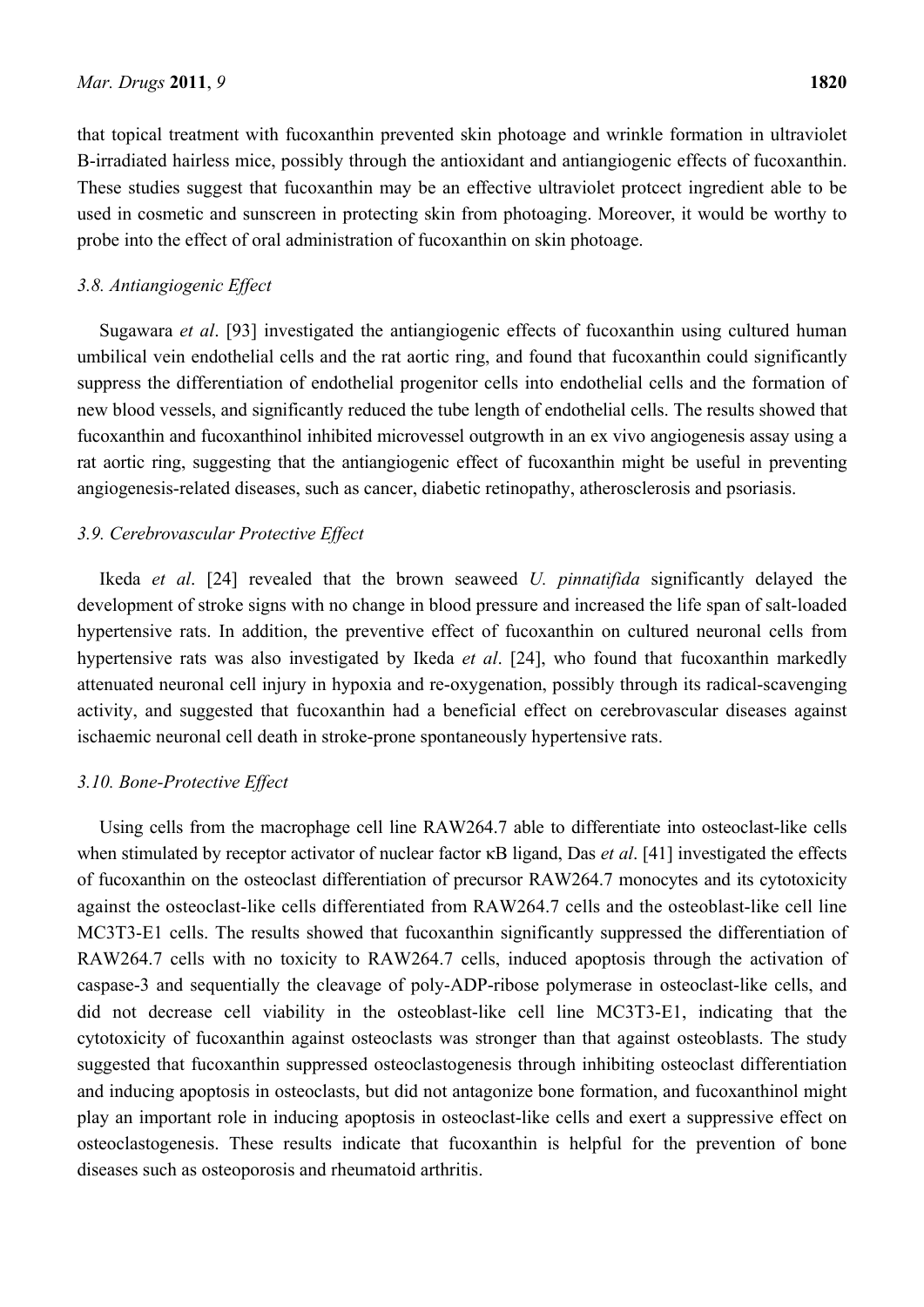that topical treatment with fucoxanthin prevented skin photoage and wrinkle formation in ultraviolet B-irradiated hairless mice, possibly through the antioxidant and antiangiogenic effects of fucoxanthin. These studies suggest that fucoxanthin may be an effective ultraviolet protcect ingredient able to be used in cosmetic and sunscreen in protecting skin from photoaging. Moreover, it would be worthy to probe into the effect of oral administration of fucoxanthin on skin photoage.

### *3.8. Antiangiogenic Effect*

Sugawara *et al*. [93] investigated the antiangiogenic effects of fucoxanthin using cultured human umbilical vein endothelial cells and the rat aortic ring, and found that fucoxanthin could significantly suppress the differentiation of endothelial progenitor cells into endothelial cells and the formation of new blood vessels, and significantly reduced the tube length of endothelial cells. The results showed that fucoxanthin and fucoxanthinol inhibited microvessel outgrowth in an ex vivo angiogenesis assay using a rat aortic ring, suggesting that the antiangiogenic effect of fucoxanthin might be useful in preventing angiogenesis-related diseases, such as cancer, diabetic retinopathy, atherosclerosis and psoriasis.

### *3.9. Cerebrovascular Protective Effect*

Ikeda *et al*. [24] revealed that the brown seaweed *U. pinnatifida* significantly delayed the development of stroke signs with no change in blood pressure and increased the life span of salt-loaded hypertensive rats. In addition, the preventive effect of fucoxanthin on cultured neuronal cells from hypertensive rats was also investigated by Ikeda *et al*. [24], who found that fucoxanthin markedly attenuated neuronal cell injury in hypoxia and re-oxygenation, possibly through its radical-scavenging activity, and suggested that fucoxanthin had a beneficial effect on cerebrovascular diseases against ischaemic neuronal cell death in stroke-prone spontaneously hypertensive rats.

### *3.10. Bone-Protective Effect*

Using cells from the macrophage cell line RAW264.7 able to differentiate into osteoclast-like cells when stimulated by receptor activator of nuclear factor κB ligand, Das *et al*. [41] investigated the effects of fucoxanthin on the osteoclast differentiation of precursor RAW264.7 monocytes and its cytotoxicity against the osteoclast-like cells differentiated from RAW264.7 cells and the osteoblast-like cell line MC3T3-E1 cells. The results showed that fucoxanthin significantly suppressed the differentiation of RAW264.7 cells with no toxicity to RAW264.7 cells, induced apoptosis through the activation of caspase-3 and sequentially the cleavage of poly-ADP-ribose polymerase in osteoclast-like cells, and did not decrease cell viability in the osteoblast-like cell line MC3T3-E1, indicating that the cytotoxicity of fucoxanthin against osteoclasts was stronger than that against osteoblasts. The study suggested that fucoxanthin suppressed osteoclastogenesis through inhibiting osteoclast differentiation and inducing apoptosis in osteoclasts, but did not antagonize bone formation, and fucoxanthinol might play an important role in inducing apoptosis in osteoclast-like cells and exert a suppressive effect on osteoclastogenesis. These results indicate that fucoxanthin is helpful for the prevention of bone diseases such as osteoporosis and rheumatoid arthritis.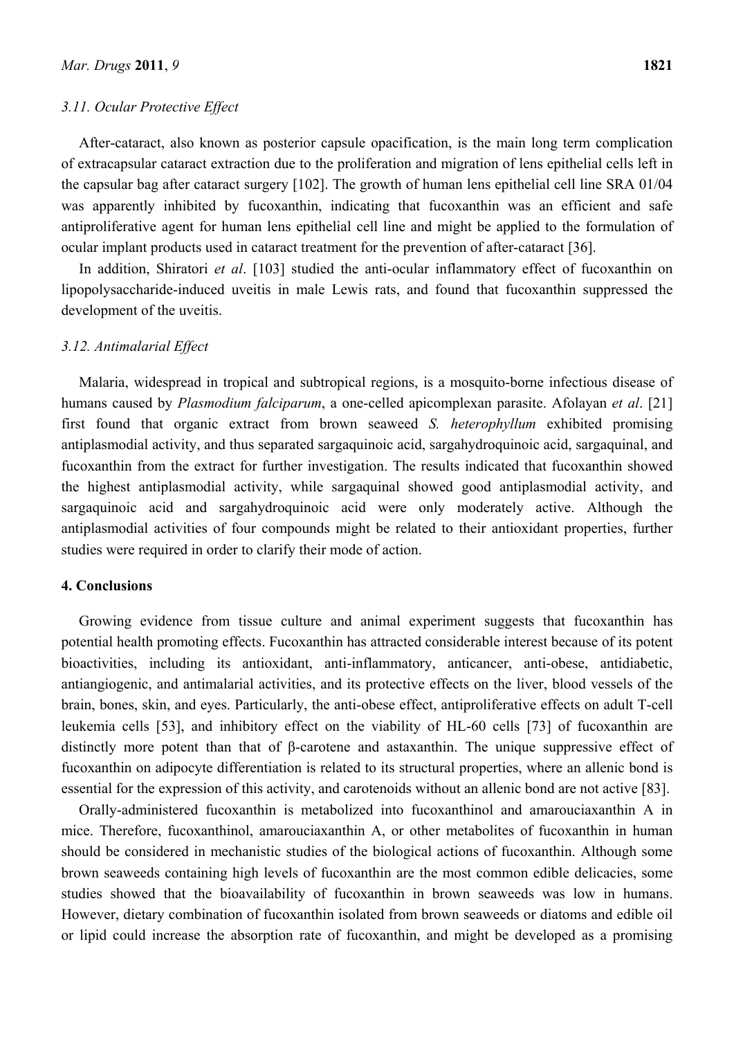### 3.11. Ocular Protective Effect

After-cataract, also known as posterior capsule opacification, is the main long term complication of extracapsular cataract extraction due to the proliferation and migration of lens epithelial cells left in the capsular bag after cataract surgery [102]. The growth of human lens epithelial cell line SRA 01/04 was apparently inhibited by fucoxanthin, indicating that fucoxanthin was an efficient and safe antiproliferative agent for human lens epithelial cell line and might be applied to the formulation of ocular implant products used in cataract treatment for the prevention of after-cataract [36].

In addition, Shiratori *et al*. [103] studied the anti-ocular inflammatory effect of fucoxanthin on lipopolysaccharide-induced uveitis in male Lewis rats, and found that fucoxanthin suppressed the development of the uveitis.

### 3.12. Antimalarial Effect

Malaria, widespread in tropical and subtropical regions, is a mosquito-borne infectious disease of humans caused by *Plasmodium falciparum*, a one-celled apicomplexan parasite. Afolayan *et al*. [21] first found that organic extract from brown seaweed *S. heterophyllum* exhibited promising antiplasmodial activity, and thus separated sargaquinoic acid, sargahydroquinoic acid, sargaquinal, and fucoxanthin from the extract for further investigation. The results indicated that fucoxanthin showed the highest antiplasmodial activity, while sargaquinal showed good antiplasmodial activity, and sargaquinoic acid and sargahydroquinoic acid were only moderately active. Although the antiplasmodial activities of four compounds might be related to their antioxidant properties, further studies were required in order to clarify their mode of action.

## 4. Conclusions

Growing evidence from tissue culture and animal experiment suggests that fucoxanthin has potential health promoting effects. Fucoxanthin has attracted considerable interest because of its potent bioactivities, including its antioxidant, anti-inflammatory, anticancer, anti-obese, antidiabetic, antiangiogenic, and antimalarial activities, and its protective effects on the liver, blood vessels of the brain, bones, skin, and eyes. Particularly, the anti-obese effect, antiproliferative effects on adult T-cell leukemia cells [53], and inhibitory effect on the viability of HL-60 cells [73] of fucoxanthin are distinctly more potent than that of β-carotene and astaxanthin. The unique suppressive effect of fucoxanthin on adipocyte differentiation is related to its structural properties, where an allenic bond is essential for the expression of this activity, and carotenoids without an allenic bond are not active [83].

Orally-administered fucoxanthin is metabolized into fucoxanthinol and amarouciaxanthin A in mice. Therefore, fucoxanthinol, amarouciaxanthin A, or other metabolites of fucoxanthin in human should be considered in mechanistic studies of the biological actions of fucoxanthin. Although some brown seaweeds containing high levels of fucoxanthin are the most common edible delicacies, some studies showed that the bioavailability of fucoxanthin in brown seaweeds was low in humans. However, dietary combination of fucoxanthin isolated from brown seaweeds or diatoms and edible oil or lipid could increase the absorption rate of fucoxanthin, and might be developed as a promising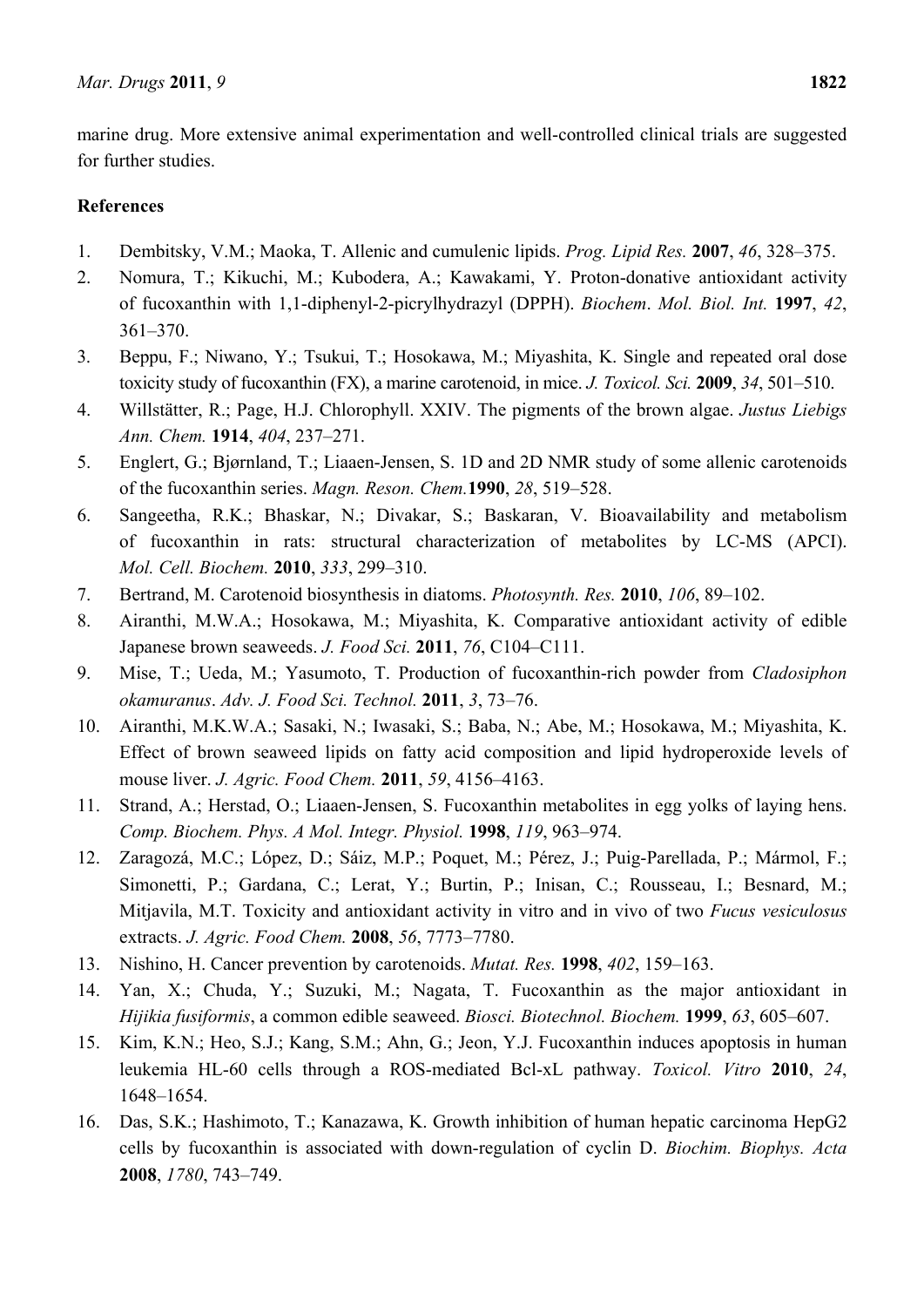marine drug. More extensive animal experimentation and well-controlled clinical trials are suggested for further studies.

**References**

1. Dembitsky, V.M.; Maoka, T. Allenic and cumulenic lipids. *Prog. Lipid Res.* **2007**, *46*, 328–375.
2. Nomura, T.; Kikuchi, M.; Kubodera, A.; Kawakami, Y. Proton-donative antioxidant activity of fucoxanthin with 1,1-diphenyl-2-picrylhydrazyl (DPPH). *Biochem*. *Mol. Biol. Int.* **1997**, *42*, 361–370.
3. Beppu, F.; Niwano, Y.; Tsukui, T.; Hosokawa, M.; Miyashita, K. Single and repeated oral dose toxicity study of fucoxanthin (FX), a marine carotenoid, in mice. *J. Toxicol. Sci.* **2009**, *34*, 501–510.
4. Willstätter, R.; Page, H.J. Chlorophyll. XXIV. The pigments of the brown algae. *Justus Liebigs Ann. Chem.* **1914**, *404*, 237–271.
5. Englert, G.; Bjørnland, T.; Liaaen-Jensen, S. 1D and 2D NMR study of some allenic carotenoids of the fucoxanthin series. *Magn. Reson. Chem.***1990**, *28*, 519–528.
6. Sangeetha, R.K.; Bhaskar, N.; Divakar, S.; Baskaran, V. Bioavailability and metabolism of fucoxanthin in rats: structural characterization of metabolites by LC-MS (APCI). *Mol. Cell. Biochem.* **2010**, *333*, 299–310.
7. Bertrand, M. Carotenoid biosynthesis in diatoms. *Photosynth. Res.* **2010**, *106*, 89–102.
8. Airanthi, M.W.A.; Hosokawa, M.; Miyashita, K. Comparative antioxidant activity of edible Japanese brown seaweeds. *J. Food Sci.* **2011**, *76*, C104–C111.
9. Mise, T.; Ueda, M.; Yasumoto, T. Production of fucoxanthin-rich powder from *Cladosiphon okamuranus*. *Adv. J. Food Sci. Technol.* **2011**, *3*, 73–76.
10. Airanthi, M.K.W.A.; Sasaki, N.; Iwasaki, S.; Baba, N.; Abe, M.; Hosokawa, M.; Miyashita, K. Effect of brown seaweed lipids on fatty acid composition and lipid hydroperoxide levels of mouse liver. *J. Agric. Food Chem.* **2011**, *59*, 4156–4163.
11. Strand, A.; Herstad, O.; Liaaen-Jensen, S. Fucoxanthin metabolites in egg yolks of laying hens. *Comp. Biochem. Phys. A Mol. Integr. Physiol.* **1998**, *119*, 963–974.
12. Zaragozá, M.C.; López, D.; Sáiz, M.P.; Poquet, M.; Pérez, J.; Puig-Parellada, P.; Mármol, F.; Simonetti, P.; Gardana, C.; Lerat, Y.; Burtin, P.; Inisan, C.; Rousseau, I.; Besnard, M.; Mitjavila, M.T. Toxicity and antioxidant activity in vitro and in vivo of two *Fucus vesiculosus* extracts. *J. Agric. Food Chem.* **2008**, *56*, 7773–7780.
13. Nishino, H. Cancer prevention by carotenoids. *Mutat. Res.* **1998**, *402*, 159–163.
14. Yan, X.; Chuda, Y.; Suzuki, M.; Nagata, T. Fucoxanthin as the major antioxidant in *Hijikia fusiformis*, a common edible seaweed. *Biosci. Biotechnol. Biochem.* **1999**, *63*, 605–607.
15. Kim, K.N.; Heo, S.J.; Kang, S.M.; Ahn, G.; Jeon, Y.J. Fucoxanthin induces apoptosis in human leukemia HL-60 cells through a ROS-mediated Bcl-xL pathway. *Toxicol. Vitro* **2010**, *24*, 1648–1654.
16. Das, S.K.; Hashimoto, T.; Kanazawa, K. Growth inhibition of human hepatic carcinoma HepG2 cells by fucoxanthin is associated with down-regulation of cyclin D. *Biochim. Biophys. Acta* **2008**, *1780*, 743–749.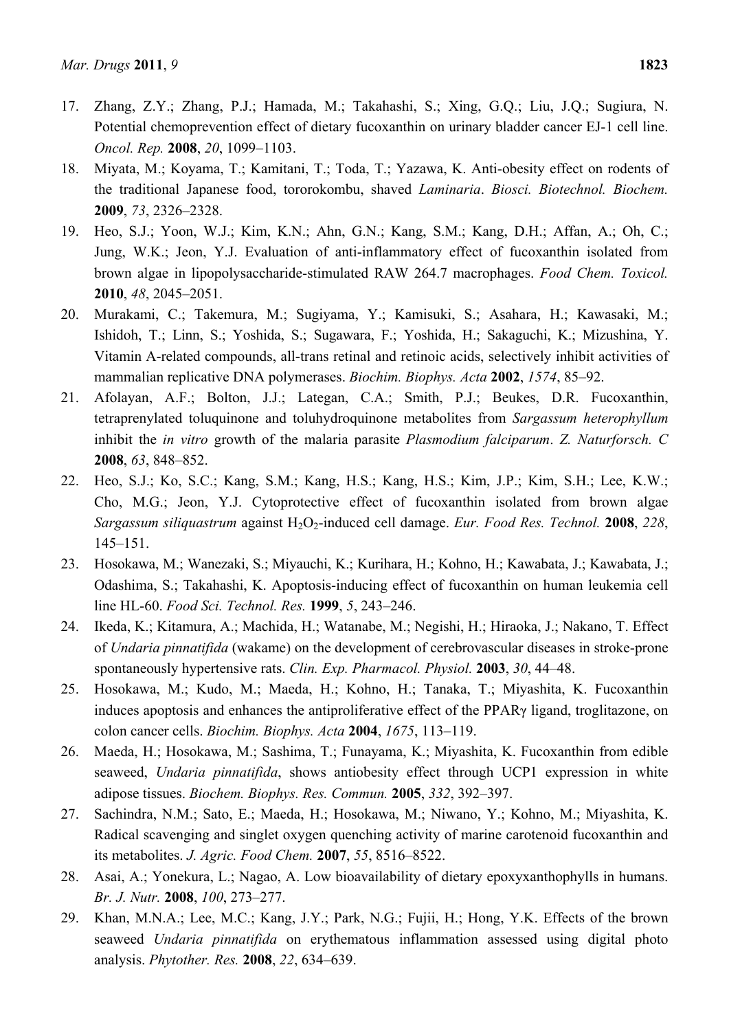17. Zhang, Z.Y.; Zhang, P.J.; Hamada, M.; Takahashi, S.; Xing, G.Q.; Liu, J.Q.; Sugiura, N. Potential chemoprevention effect of dietary fucoxanthin on urinary bladder cancer EJ-1 cell line. *Oncol. Rep.* **2008**, *20*, 1099–1103.
18. Miyata, M.; Koyama, T.; Kamitani, T.; Toda, T.; Yazawa, K. Anti-obesity effect on rodents of the traditional Japanese food, tororokombu, shaved *Laminaria*. *Biosci. Biotechnol. Biochem.* **2009**, *73*, 2326–2328.
19. Heo, S.J.; Yoon, W.J.; Kim, K.N.; Ahn, G.N.; Kang, S.M.; Kang, D.H.; Affan, A.; Oh, C.; Jung, W.K.; Jeon, Y.J. Evaluation of anti-inflammatory effect of fucoxanthin isolated from brown algae in lipopolysaccharide-stimulated RAW 264.7 macrophages. *Food Chem. Toxicol.* **2010**, *48*, 2045–2051.
20. Murakami, C.; Takemura, M.; Sugiyama, Y.; Kamisuki, S.; Asahara, H.; Kawasaki, M.; Ishidoh, T.; Linn, S.; Yoshida, S.; Sugawara, F.; Yoshida, H.; Sakaguchi, K.; Mizushina, Y. Vitamin A-related compounds, all-trans retinal and retinoic acids, selectively inhibit activities of mammalian replicative DNA polymerases. *Biochim. Biophys. Acta* **2002**, *1574*, 85–92.
21. Afolayan, A.F.; Bolton, J.J.; Lategan, C.A.; Smith, P.J.; Beukes, D.R. Fucoxanthin, tetraprenylated toluquinone and toluhydroquinone metabolites from *Sargassum heterophyllum* inhibit the *in vitro* growth of the malaria parasite *Plasmodium falciparum*. *Z. Naturforsch. C* **2008**, *63*, 848–852.
22. Heo, S.J.; Ko, S.C.; Kang, S.M.; Kang, H.S.; Kang, H.S.; Kim, J.P.; Kim, S.H.; Lee, K.W.; Cho, M.G.; Jeon, Y.J. Cytoprotective effect of fucoxanthin isolated from brown algae *Sargassum siliquastrum* against $H_2O_2$-induced cell damage. *Eur. Food Res. Technol.* **2008**, *228*, 145–151.
23. Hosokawa, M.; Wanezaki, S.; Miyauchi, K.; Kurihara, H.; Kohno, H.; Kawabata, J.; Kawabata, J.; Odashima, S.; Takahashi, K. Apoptosis-inducing effect of fucoxanthin on human leukemia cell line HL-60. *Food Sci. Technol. Res.* **1999**, *5*, 243–246.
24. Ikeda, K.; Kitamura, A.; Machida, H.; Watanabe, M.; Negishi, H.; Hiraoka, J.; Nakano, T. Effect of *Undaria pinnatifida* (wakame) on the development of cerebrovascular diseases in stroke-prone spontaneously hypertensive rats. *Clin. Exp. Pharmacol. Physiol.* **2003**, *30*, 44–48.
25. Hosokawa, M.; Kudo, M.; Maeda, H.; Kohno, H.; Tanaka, T.; Miyashita, K. Fucoxanthin induces apoptosis and enhances the antiproliferative effect of the PPARγ ligand, troglitazone, on colon cancer cells. *Biochim. Biophys. Acta* **2004**, *1675*, 113–119.
26. Maeda, H.; Hosokawa, M.; Sashima, T.; Funayama, K.; Miyashita, K. Fucoxanthin from edible seaweed, *Undaria pinnatifida*, shows antiobesity effect through UCP1 expression in white adipose tissues. *Biochem. Biophys. Res. Commun.* **2005**, *332*, 392–397.
27. Sachindra, N.M.; Sato, E.; Maeda, H.; Hosokawa, M.; Niwano, Y.; Kohno, M.; Miyashita, K. Radical scavenging and singlet oxygen quenching activity of marine carotenoid fucoxanthin and its metabolites. *J. Agric. Food Chem.* **2007**, *55*, 8516–8522.
28. Asai, A.; Yonekura, L.; Nagao, A. Low bioavailability of dietary epoxyxanthophylls in humans. *Br. J. Nutr.* **2008**, *100*, 273–277.
29. Khan, M.N.A.; Lee, M.C.; Kang, J.Y.; Park, N.G.; Fujii, H.; Hong, Y.K. Effects of the brown seaweed *Undaria pinnatifida* on erythematous inflammation assessed using digital photo analysis. *Phytother. Res.* **2008**, *22*, 634–639.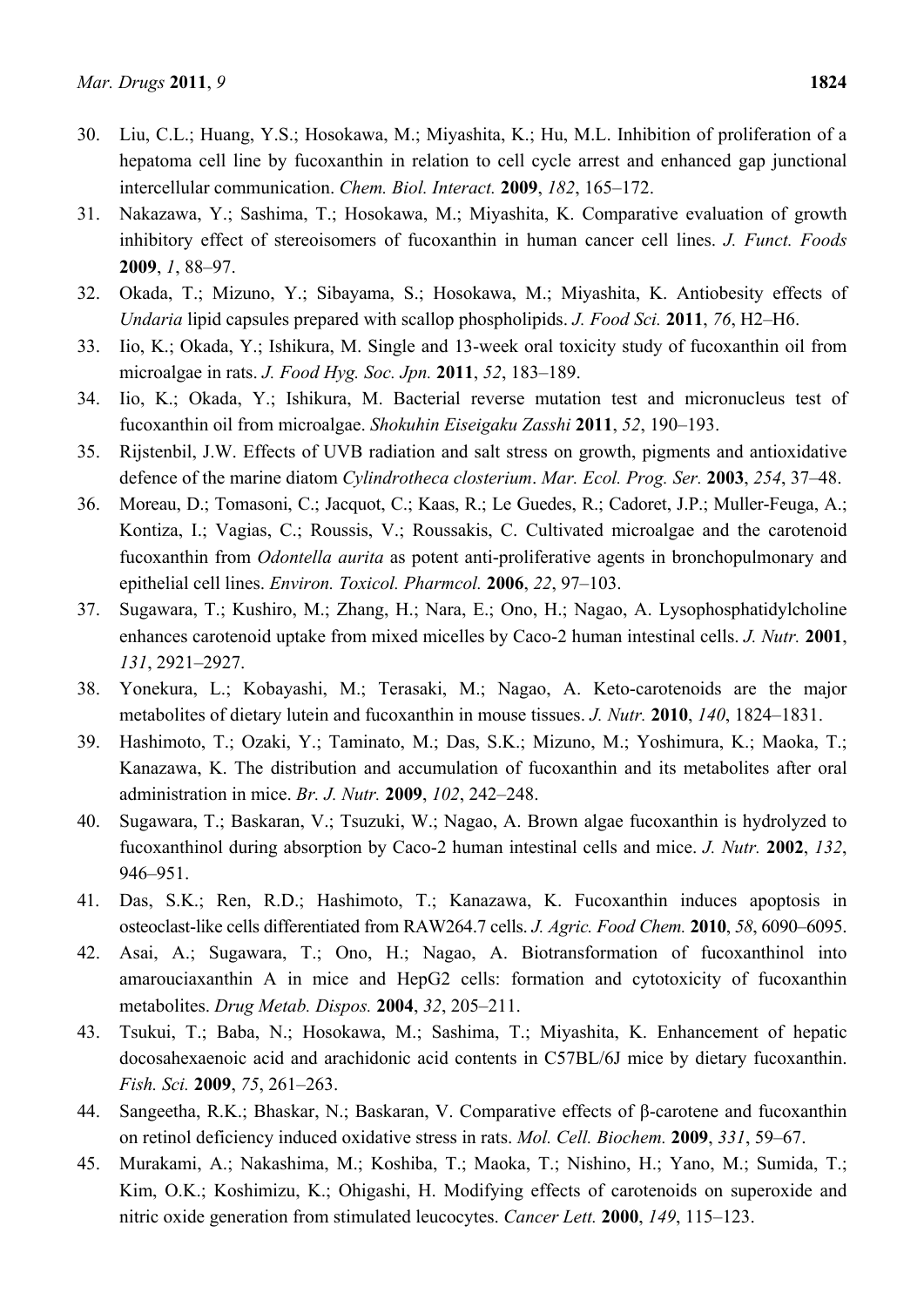30. Liu, C.L.; Huang, Y.S.; Hosokawa, M.; Miyashita, K.; Hu, M.L. Inhibition of proliferation of a hepatoma cell line by fucoxanthin in relation to cell cycle arrest and enhanced gap junctional intercellular communication. *Chem. Biol. Interact.* **2009**, *182*, 165–172.
31. Nakazawa, Y.; Sashima, T.; Hosokawa, M.; Miyashita, K. Comparative evaluation of growth inhibitory effect of stereoisomers of fucoxanthin in human cancer cell lines. *J. Funct. Foods* **2009**, *1*, 88–97.
32. Okada, T.; Mizuno, Y.; Sibayama, S.; Hosokawa, M.; Miyashita, K. Antiobesity effects of *Undaria* lipid capsules prepared with scallop phospholipids. *J. Food Sci.* **2011**, *76*, H2–H6.
33. Iio, K.; Okada, Y.; Ishikura, M. Single and 13-week oral toxicity study of fucoxanthin oil from microalgae in rats. *J. Food Hyg. Soc. Jpn.* **2011**, *52*, 183–189.
34. Iio, K.; Okada, Y.; Ishikura, M. Bacterial reverse mutation test and micronucleus test of fucoxanthin oil from microalgae. *Shokuhin Eiseigaku Zasshi* **2011**, *52*, 190–193.
35. Rijstenbil, J.W. Effects of UVB radiation and salt stress on growth, pigments and antioxidative defence of the marine diatom *Cylindrotheca closterium*. *Mar. Ecol. Prog. Ser.* **2003**, *254*, 37–48.
36. Moreau, D.; Tomasoni, C.; Jacquot, C.; Kaas, R.; Le Guedes, R.; Cadoret, J.P.; Muller-Feuga, A.; Kontiza, I.; Vagias, C.; Roussis, V.; Roussakis, C. Cultivated microalgae and the carotenoid fucoxanthin from *Odontella aurita* as potent anti-proliferative agents in bronchopulmonary and epithelial cell lines. *Environ. Toxicol. Pharmcol.* **2006**, *22*, 97–103.
37. Sugawara, T.; Kushiro, M.; Zhang, H.; Nara, E.; Ono, H.; Nagao, A. Lysophosphatidylcholine enhances carotenoid uptake from mixed micelles by Caco-2 human intestinal cells. *J. Nutr.* **2001**, *131*, 2921–2927.
38. Yonekura, L.; Kobayashi, M.; Terasaki, M.; Nagao, A. Keto-carotenoids are the major metabolites of dietary lutein and fucoxanthin in mouse tissues. *J. Nutr.* **2010**, *140*, 1824–1831.
39. Hashimoto, T.; Ozaki, Y.; Taminato, M.; Das, S.K.; Mizuno, M.; Yoshimura, K.; Maoka, T.; Kanazawa, K. The distribution and accumulation of fucoxanthin and its metabolites after oral administration in mice. *Br. J. Nutr.* **2009**, *102*, 242–248.
40. Sugawara, T.; Baskaran, V.; Tsuzuki, W.; Nagao, A. Brown algae fucoxanthin is hydrolyzed to fucoxanthinol during absorption by Caco-2 human intestinal cells and mice. *J. Nutr.* **2002**, *132*, 946–951.
41. Das, S.K.; Ren, R.D.; Hashimoto, T.; Kanazawa, K. Fucoxanthin induces apoptosis in osteoclast-like cells differentiated from RAW264.7 cells. *J. Agric. Food Chem.* **2010**, *58*, 6090–6095.
42. Asai, A.; Sugawara, T.; Ono, H.; Nagao, A. Biotransformation of fucoxanthinol into amarouciaxanthin A in mice and HepG2 cells: formation and cytotoxicity of fucoxanthin metabolites. *Drug Metab. Dispos.* **2004**, *32*, 205–211.
43. Tsukui, T.; Baba, N.; Hosokawa, M.; Sashima, T.; Miyashita, K. Enhancement of hepatic docosahexaenoic acid and arachidonic acid contents in C57BL/6J mice by dietary fucoxanthin. *Fish. Sci.* **2009**, *75*, 261–263.
44. Sangeetha, R.K.; Bhaskar, N.; Baskaran, V. Comparative effects of β-carotene and fucoxanthin on retinol deficiency induced oxidative stress in rats. *Mol. Cell. Biochem.* **2009**, *331*, 59–67.
45. Murakami, A.; Nakashima, M.; Koshiba, T.; Maoka, T.; Nishino, H.; Yano, M.; Sumida, T.; Kim, O.K.; Koshimizu, K.; Ohigashi, H. Modifying effects of carotenoids on superoxide and nitric oxide generation from stimulated leucocytes. *Cancer Lett.* **2000**, *149*, 115–123.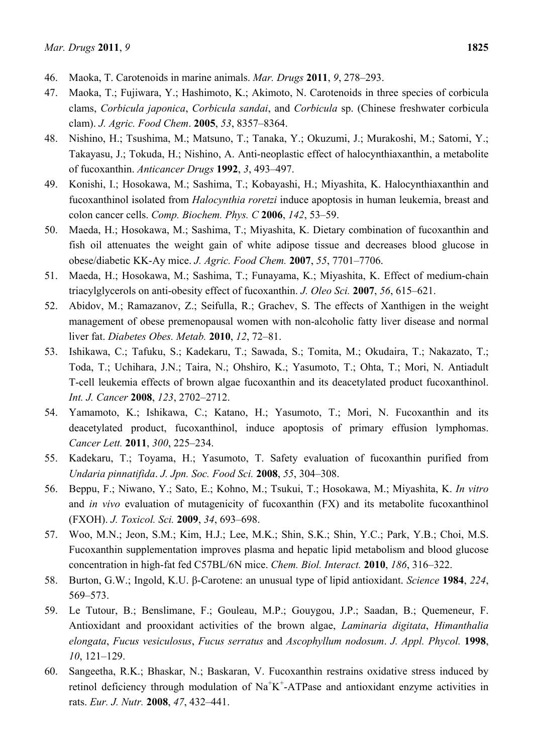46. Maoka, T. Carotenoids in marine animals. *Mar. Drugs* **2011**, *9*, 278–293.
47. Maoka, T.; Fujiwara, Y.; Hashimoto, K.; Akimoto, N. Carotenoids in three species of corbicula clams, *Corbicula japonica*, *Corbicula sandai*, and *Corbicula* sp. (Chinese freshwater corbicula clam). *J. Agric. Food Chem*. **2005**, *53*, 8357–8364.
48. Nishino, H.; Tsushima, M.; Matsuno, T.; Tanaka, Y.; Okuzumi, J.; Murakoshi, M.; Satomi, Y.; Takayasu, J.; Tokuda, H.; Nishino, A. Anti-neoplastic effect of halocynthiaxanthin, a metabolite of fucoxanthin. *Anticancer Drugs* **1992**, *3*, 493–497.
49. Konishi, I.; Hosokawa, M.; Sashima, T.; Kobayashi, H.; Miyashita, K. Halocynthiaxanthin and fucoxanthinol isolated from *Halocynthia roretzi* induce apoptosis in human leukemia, breast and colon cancer cells. *Comp. Biochem. Phys. C* **2006**, *142*, 53–59.
50. Maeda, H.; Hosokawa, M.; Sashima, T.; Miyashita, K. Dietary combination of fucoxanthin and fish oil attenuates the weight gain of white adipose tissue and decreases blood glucose in obese/diabetic KK-Ay mice. *J. Agric. Food Chem.* **2007**, *55*, 7701–7706.
51. Maeda, H.; Hosokawa, M.; Sashima, T.; Funayama, K.; Miyashita, K. Effect of medium-chain triacylglycerols on anti-obesity effect of fucoxanthin. *J. Oleo Sci.* **2007**, *56*, 615–621.
52. Abidov, M.; Ramazanov, Z.; Seifulla, R.; Grachev, S. The effects of Xanthigen in the weight management of obese premenopausal women with non-alcoholic fatty liver disease and normal liver fat. *Diabetes Obes. Metab.* **2010**, *12*, 72–81.
53. Ishikawa, C.; Tafuku, S.; Kadekaru, T.; Sawada, S.; Tomita, M.; Okudaira, T.; Nakazato, T.; Toda, T.; Uchihara, J.N.; Taira, N.; Ohshiro, K.; Yasumoto, T.; Ohta, T.; Mori, N. Antiadult T-cell leukemia effects of brown algae fucoxanthin and its deacetylated product fucoxanthinol. *Int. J. Cancer* **2008**, *123*, 2702–2712.
54. Yamamoto, K.; Ishikawa, C.; Katano, H.; Yasumoto, T.; Mori, N. Fucoxanthin and its deacetylated product, fucoxanthinol, induce apoptosis of primary effusion lymphomas. *Cancer Lett.* **2011**, *300*, 225–234.
55. Kadekaru, T.; Toyama, H.; Yasumoto, T. Safety evaluation of fucoxanthin purified from *Undaria pinnatifida*. *J. Jpn. Soc. Food Sci.* **2008**, *55*, 304–308.
56. Beppu, F.; Niwano, Y.; Sato, E.; Kohno, M.; Tsukui, T.; Hosokawa, M.; Miyashita, K. *In vitro* and *in vivo* evaluation of mutagenicity of fucoxanthin (FX) and its metabolite fucoxanthinol (FXOH). *J. Toxicol. Sci.* **2009**, *34*, 693–698.
57. Woo, M.N.; Jeon, S.M.; Kim, H.J.; Lee, M.K.; Shin, S.K.; Shin, Y.C.; Park, Y.B.; Choi, M.S. Fucoxanthin supplementation improves plasma and hepatic lipid metabolism and blood glucose concentration in high-fat fed C57BL/6N mice. *Chem. Biol. Interact.* **2010**, *186*, 316–322.
58. Burton, G.W.; Ingold, K.U. β-Carotene: an unusual type of lipid antioxidant. *Science* **1984**, *224*, 569–573.
59. Le Tutour, B.; Benslimane, F.; Gouleau, M.P.; Gouygou, J.P.; Saadan, B.; Quemeneur, F. Antioxidant and prooxidant activities of the brown algae, *Laminaria digitata*, *Himanthalia elongata*, *Fucus vesiculosus*, *Fucus serratus* and *Ascophyllum nodosum*. *J. Appl. Phycol.* **1998**, *10*, 121–129.
60. Sangeetha, R.K.; Bhaskar, N.; Baskaran, V. Fucoxanthin restrains oxidative stress induced by retinol deficiency through modulation of $Na^{+}K^{+}$-ATPase and antioxidant enzyme activities in rats. *Eur. J. Nutr.* **2008**, *47*, 432–441.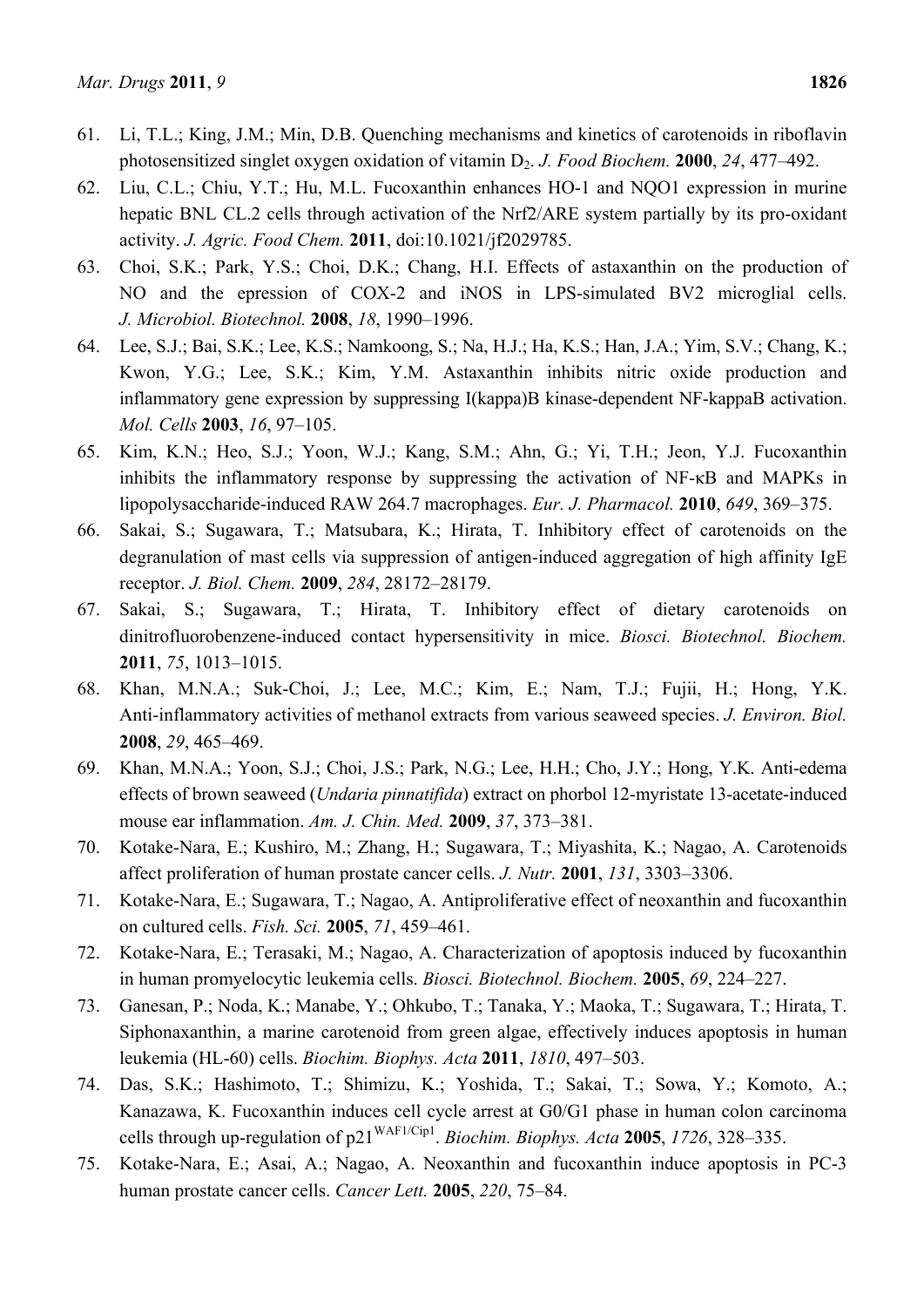61. Li, T.L.; King, J.M.; Min, D.B. Quenching mechanisms and kinetics of carotenoids in riboflavin photosensitized singlet oxygen oxidation of vitamin $D_2$. *J. Food Biochem.* **2000**, *24*, 477–492.
62. Liu, C.L.; Chiu, Y.T.; Hu, M.L. Fucoxanthin enhances HO-1 and NQO1 expression in murine hepatic BNL CL.2 cells through activation of the Nrf2/ARE system partially by its pro-oxidant activity. *J. Agric. Food Chem.* **2011**, doi:10.1021/jf2029785.
63. Choi, S.K.; Park, Y.S.; Choi, D.K.; Chang, H.I. Effects of astaxanthin on the production of NO and the epression of COX-2 and iNOS in LPS-simulated BV2 microglial cells. *J. Microbiol. Biotechnol.* **2008**, *18*, 1990–1996.
64. Lee, S.J.; Bai, S.K.; Lee, K.S.; Namkoong, S.; Na, H.J.; Ha, K.S.; Han, J.A.; Yim, S.V.; Chang, K.; Kwon, Y.G.; Lee, S.K.; Kim, Y.M. Astaxanthin inhibits nitric oxide production and inflammatory gene expression by suppressing I(kappa)B kinase-dependent NF-kappaB activation. *Mol. Cells* **2003**, *16*, 97–105.
65. Kim, K.N.; Heo, S.J.; Yoon, W.J.; Kang, S.M.; Ahn, G.; Yi, T.H.; Jeon, Y.J. Fucoxanthin inhibits the inflammatory response by suppressing the activation of NF-κB and MAPKs in lipopolysaccharide-induced RAW 264.7 macrophages. *Eur. J. Pharmacol.* **2010**, *649*, 369–375.
66. Sakai, S.; Sugawara, T.; Matsubara, K.; Hirata, T. Inhibitory effect of carotenoids on the degranulation of mast cells via suppression of antigen-induced aggregation of high affinity IgE receptor. *J. Biol. Chem.* **2009**, *284*, 28172–28179.
67. Sakai, S.; Sugawara, T.; Hirata, T. Inhibitory effect of dietary carotenoids on dinitrofluorobenzene-induced contact hypersensitivity in mice. *Biosci. Biotechnol. Biochem.* **2011**, *75*, 1013–1015.
68. Khan, M.N.A.; Suk-Choi, J.; Lee, M.C.; Kim, E.; Nam, T.J.; Fujii, H.; Hong, Y.K. Anti-inflammatory activities of methanol extracts from various seaweed species. *J. Environ. Biol.* **2008**, *29*, 465–469.
69. Khan, M.N.A.; Yoon, S.J.; Choi, J.S.; Park, N.G.; Lee, H.H.; Cho, J.Y.; Hong, Y.K. Anti-edema effects of brown seaweed (*Undaria pinnatifida*) extract on phorbol 12-myristate 13-acetate-induced mouse ear inflammation. *Am. J. Chin. Med.* **2009**, *37*, 373–381.
70. Kotake-Nara, E.; Kushiro, M.; Zhang, H.; Sugawara, T.; Miyashita, K.; Nagao, A. Carotenoids affect proliferation of human prostate cancer cells. *J. Nutr.* **2001**, *131*, 3303–3306.
71. Kotake-Nara, E.; Sugawara, T.; Nagao, A. Antiproliferative effect of neoxanthin and fucoxanthin on cultured cells. *Fish. Sci.* **2005**, *71*, 459–461.
72. Kotake-Nara, E.; Terasaki, M.; Nagao, A. Characterization of apoptosis induced by fucoxanthin in human promyelocytic leukemia cells. *Biosci. Biotechnol. Biochem.* **2005**, *69*, 224–227.
73. Ganesan, P.; Noda, K.; Manabe, Y.; Ohkubo, T.; Tanaka, Y.; Maoka, T.; Sugawara, T.; Hirata, T. Siphonaxanthin, a marine carotenoid from green algae, effectively induces apoptosis in human leukemia (HL-60) cells. *Biochim. Biophys. Acta* **2011**, *1810*, 497–503.
74. Das, S.K.; Hashimoto, T.; Shimizu, K.; Yoshida, T.; Sakai, T.; Sowa, Y.; Komoto, A.; Kanazawa, K. Fucoxanthin induces cell cycle arrest at G0/G1 phase in human colon carcinoma cells through up-regulation of $p21^{WAF1/Cip1}$. *Biochim. Biophys. Acta* **2005**, *1726*, 328–335.
75. Kotake-Nara, E.; Asai, A.; Nagao, A. Neoxanthin and fucoxanthin induce apoptosis in PC-3 human prostate cancer cells. *Cancer Lett.* **2005**, *220*, 75–84.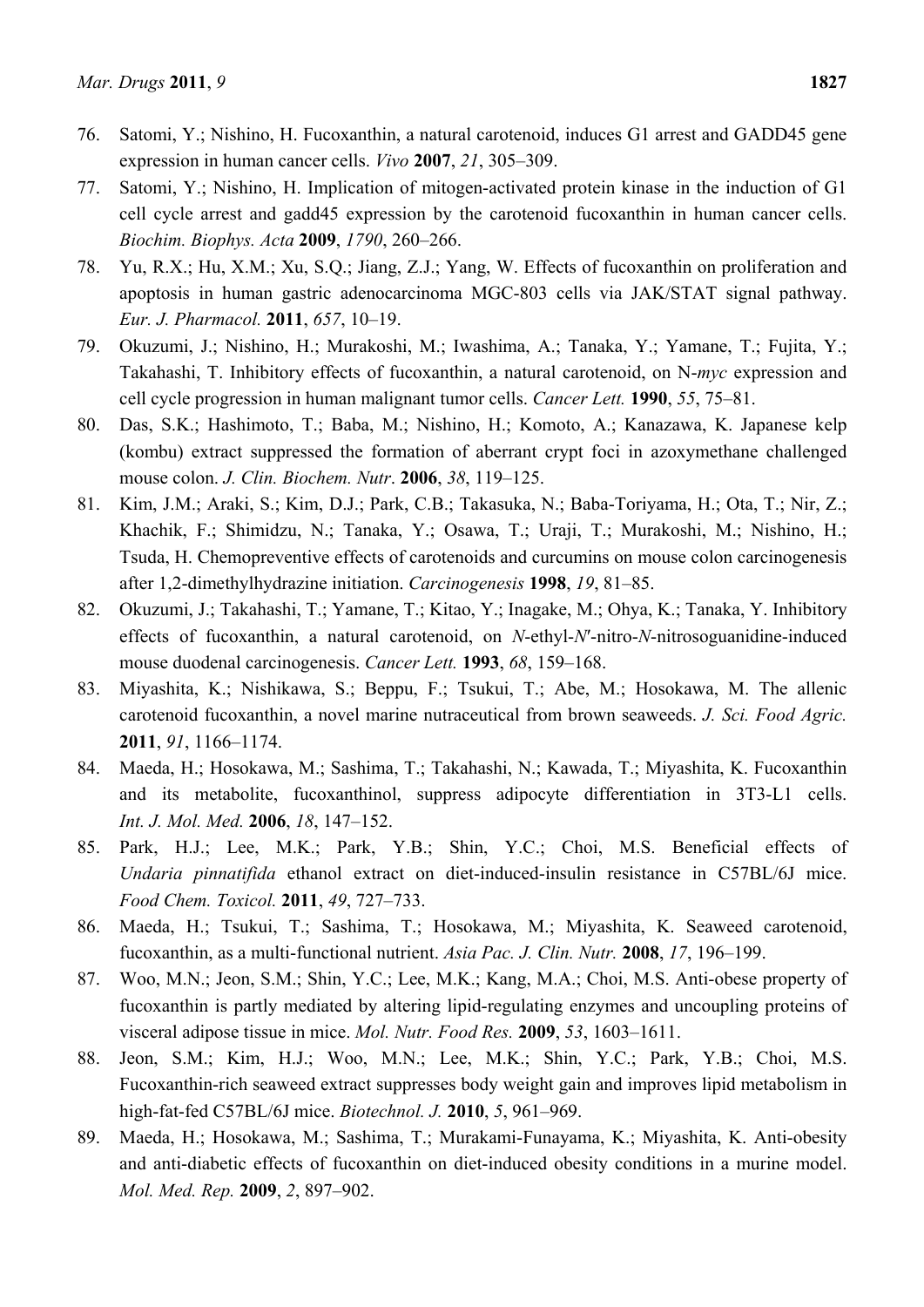76. Satomi, Y.; Nishino, H. Fucoxanthin, a natural carotenoid, induces G1 arrest and GADD45 gene expression in human cancer cells. *Vivo* **2007**, *21*, 305–309.
77. Satomi, Y.; Nishino, H. Implication of mitogen-activated protein kinase in the induction of G1 cell cycle arrest and gadd45 expression by the carotenoid fucoxanthin in human cancer cells. *Biochim. Biophys. Acta* **2009**, *1790*, 260–266.
78. Yu, R.X.; Hu, X.M.; Xu, S.Q.; Jiang, Z.J.; Yang, W. Effects of fucoxanthin on proliferation and apoptosis in human gastric adenocarcinoma MGC-803 cells via JAK/STAT signal pathway. *Eur. J. Pharmacol.* **2011**, *657*, 10–19.
79. Okuzumi, J.; Nishino, H.; Murakoshi, M.; Iwashima, A.; Tanaka, Y.; Yamane, T.; Fujita, Y.; Takahashi, T. Inhibitory effects of fucoxanthin, a natural carotenoid, on N-*myc* expression and cell cycle progression in human malignant tumor cells. *Cancer Lett.* **1990**, *55*, 75–81.
80. Das, S.K.; Hashimoto, T.; Baba, M.; Nishino, H.; Komoto, A.; Kanazawa, K. Japanese kelp (kombu) extract suppressed the formation of aberrant crypt foci in azoxymethane challenged mouse colon. *J. Clin. Biochem. Nutr*. **2006**, *38*, 119–125.
81. Kim, J.M.; Araki, S.; Kim, D.J.; Park, C.B.; Takasuka, N.; Baba-Toriyama, H.; Ota, T.; Nir, Z.; Khachik, F.; Shimidzu, N.; Tanaka, Y.; Osawa, T.; Uraji, T.; Murakoshi, M.; Nishino, H.; Tsuda, H. Chemopreventive effects of carotenoids and curcumins on mouse colon carcinogenesis after 1,2-dimethylhydrazine initiation. *Carcinogenesis* **1998**, *19*, 81–85.
82. Okuzumi, J.; Takahashi, T.; Yamane, T.; Kitao, Y.; Inagake, M.; Ohya, K.; Tanaka, Y. Inhibitory effects of fucoxanthin, a natural carotenoid, on *N*-ethyl-*N′*-nitro-*N*-nitrosoguanidine-induced mouse duodenal carcinogenesis. *Cancer Lett.* **1993**, *68*, 159–168.
83. Miyashita, K.; Nishikawa, S.; Beppu, F.; Tsukui, T.; Abe, M.; Hosokawa, M. The allenic carotenoid fucoxanthin, a novel marine nutraceutical from brown seaweeds. *J. Sci. Food Agric.* **2011**, *91*, 1166–1174.
84. Maeda, H.; Hosokawa, M.; Sashima, T.; Takahashi, N.; Kawada, T.; Miyashita, K. Fucoxanthin and its metabolite, fucoxanthinol, suppress adipocyte differentiation in 3T3-L1 cells. *Int. J. Mol. Med.* **2006**, *18*, 147–152.
85. Park, H.J.; Lee, M.K.; Park, Y.B.; Shin, Y.C.; Choi, M.S. Beneficial effects of *Undaria pinnatifida* ethanol extract on diet-induced-insulin resistance in C57BL/6J mice. *Food Chem. Toxicol.* **2011**, *49*, 727–733.
86. Maeda, H.; Tsukui, T.; Sashima, T.; Hosokawa, M.; Miyashita, K. Seaweed carotenoid, fucoxanthin, as a multi-functional nutrient. *Asia Pac. J. Clin. Nutr.* **2008**, *17*, 196–199.
87. Woo, M.N.; Jeon, S.M.; Shin, Y.C.; Lee, M.K.; Kang, M.A.; Choi, M.S. Anti-obese property of fucoxanthin is partly mediated by altering lipid-regulating enzymes and uncoupling proteins of visceral adipose tissue in mice. *Mol. Nutr. Food Res.* **2009**, *53*, 1603–1611.
88. Jeon, S.M.; Kim, H.J.; Woo, M.N.; Lee, M.K.; Shin, Y.C.; Park, Y.B.; Choi, M.S. Fucoxanthin-rich seaweed extract suppresses body weight gain and improves lipid metabolism in high-fat-fed C57BL/6J mice. *Biotechnol. J.* **2010**, *5*, 961–969.
89. Maeda, H.; Hosokawa, M.; Sashima, T.; Murakami-Funayama, K.; Miyashita, K. Anti-obesity and anti-diabetic effects of fucoxanthin on diet-induced obesity conditions in a murine model. *Mol. Med. Rep.* **2009**, *2*, 897–902.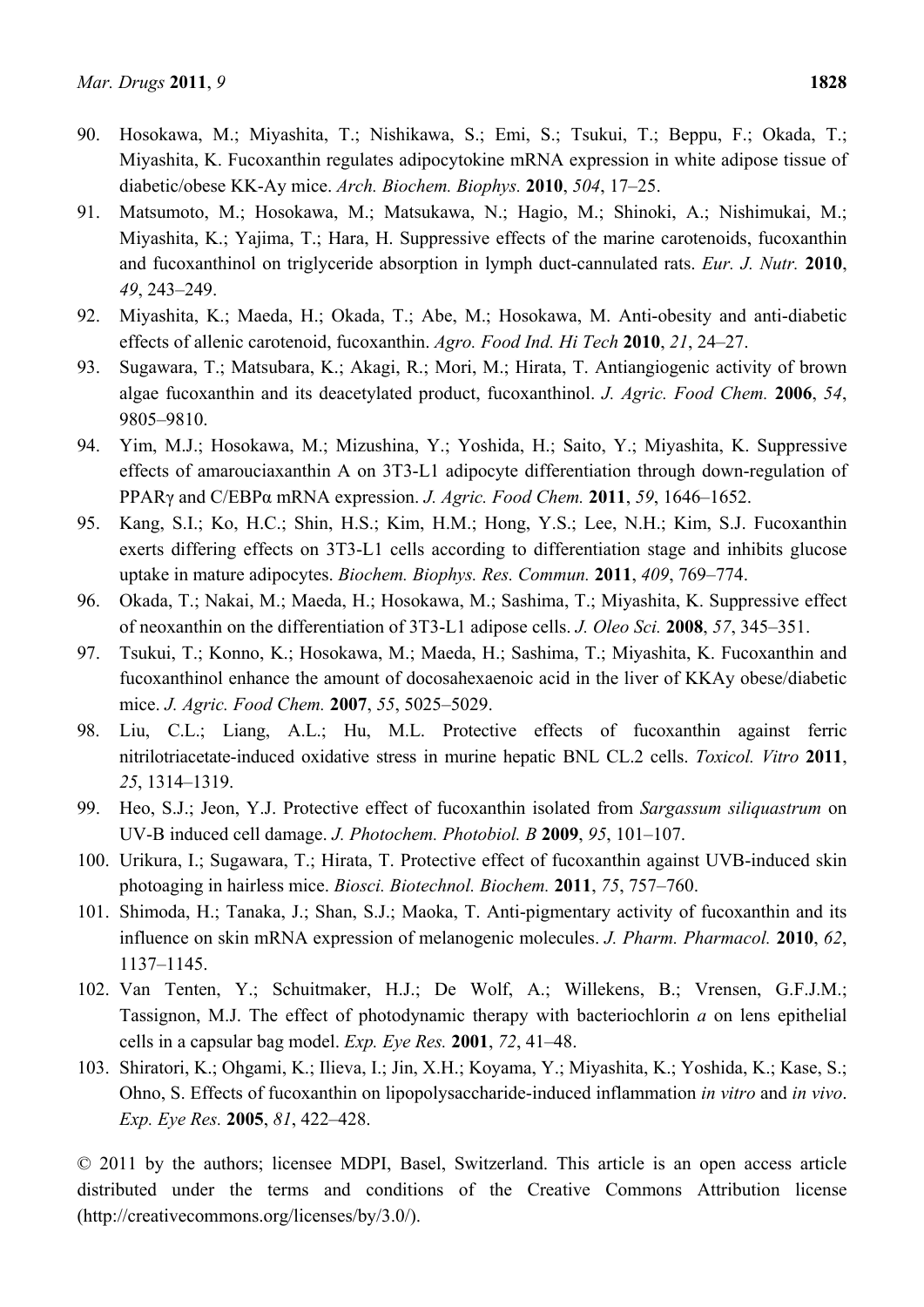90. Hosokawa, M.; Miyashita, T.; Nishikawa, S.; Emi, S.; Tsukui, T.; Beppu, F.; Okada, T.; Miyashita, K. Fucoxanthin regulates adipocytokine mRNA expression in white adipose tissue of diabetic/obese KK-Ay mice. *Arch. Biochem. Biophys.* **2010**, *504*, 17–25.
91. Matsumoto, M.; Hosokawa, M.; Matsukawa, N.; Hagio, M.; Shinoki, A.; Nishimukai, M.; Miyashita, K.; Yajima, T.; Hara, H. Suppressive effects of the marine carotenoids, fucoxanthin and fucoxanthinol on triglyceride absorption in lymph duct-cannulated rats. *Eur. J. Nutr.* **2010**, *49*, 243–249.
92. Miyashita, K.; Maeda, H.; Okada, T.; Abe, M.; Hosokawa, M. Anti-obesity and anti-diabetic effects of allenic carotenoid, fucoxanthin. *Agro. Food Ind. Hi Tech* **2010**, *21*, 24–27.
93. Sugawara, T.; Matsubara, K.; Akagi, R.; Mori, M.; Hirata, T. Antiangiogenic activity of brown algae fucoxanthin and its deacetylated product, fucoxanthinol. *J. Agric. Food Chem.* **2006**, *54*, 9805–9810.
94. Yim, M.J.; Hosokawa, M.; Mizushina, Y.; Yoshida, H.; Saito, Y.; Miyashita, K. Suppressive effects of amarouciaxanthin A on 3T3-L1 adipocyte differentiation through down-regulation of PPARγ and C/EBPα mRNA expression. *J. Agric. Food Chem.* **2011**, *59*, 1646–1652.
95. Kang, S.I.; Ko, H.C.; Shin, H.S.; Kim, H.M.; Hong, Y.S.; Lee, N.H.; Kim, S.J. Fucoxanthin exerts differing effects on 3T3-L1 cells according to differentiation stage and inhibits glucose uptake in mature adipocytes. *Biochem. Biophys. Res. Commun.* **2011**, *409*, 769–774.
96. Okada, T.; Nakai, M.; Maeda, H.; Hosokawa, M.; Sashima, T.; Miyashita, K. Suppressive effect of neoxanthin on the differentiation of 3T3-L1 adipose cells. *J. Oleo Sci.* **2008**, *57*, 345–351.
97. Tsukui, T.; Konno, K.; Hosokawa, M.; Maeda, H.; Sashima, T.; Miyashita, K. Fucoxanthin and fucoxanthinol enhance the amount of docosahexaenoic acid in the liver of KKAy obese/diabetic mice. *J. Agric. Food Chem.* **2007**, *55*, 5025–5029.
98. Liu, C.L.; Liang, A.L.; Hu, M.L. Protective effects of fucoxanthin against ferric nitrilotriacetate-induced oxidative stress in murine hepatic BNL CL.2 cells. *Toxicol. Vitro* **2011**, *25*, 1314–1319.
99. Heo, S.J.; Jeon, Y.J. Protective effect of fucoxanthin isolated from *Sargassum siliquastrum* on UV-B induced cell damage. *J. Photochem. Photobiol. B* **2009**, *95*, 101–107.
100. Urikura, I.; Sugawara, T.; Hirata, T. Protective effect of fucoxanthin against UVB-induced skin photoaging in hairless mice. *Biosci. Biotechnol. Biochem.* **2011**, *75*, 757–760.
101. Shimoda, H.; Tanaka, J.; Shan, S.J.; Maoka, T. Anti-pigmentary activity of fucoxanthin and its influence on skin mRNA expression of melanogenic molecules. *J. Pharm. Pharmacol.* **2010**, *62*, 1137–1145.
102. Van Tenten, Y.; Schuitmaker, H.J.; De Wolf, A.; Willekens, B.; Vrensen, G.F.J.M.; Tassignon, M.J. The effect of photodynamic therapy with bacteriochlorin *a* on lens epithelial cells in a capsular bag model. *Exp. Eye Res.* **2001**, *72*, 41–48.
103. Shiratori, K.; Ohgami, K.; Ilieva, I.; Jin, X.H.; Koyama, Y.; Miyashita, K.; Yoshida, K.; Kase, S.; Ohno, S. Effects of fucoxanthin on lipopolysaccharide-induced inflammation *in vitro* and *in vivo*. *Exp. Eye Res.* **2005**, *81*, 422–428.

© 2011 by the authors; licensee MDPI, Basel, Switzerland. This article is an open access article distributed under the terms and conditions of the Creative Commons Attribution license (http://creativecommons.org/licenses/by/3.0/).